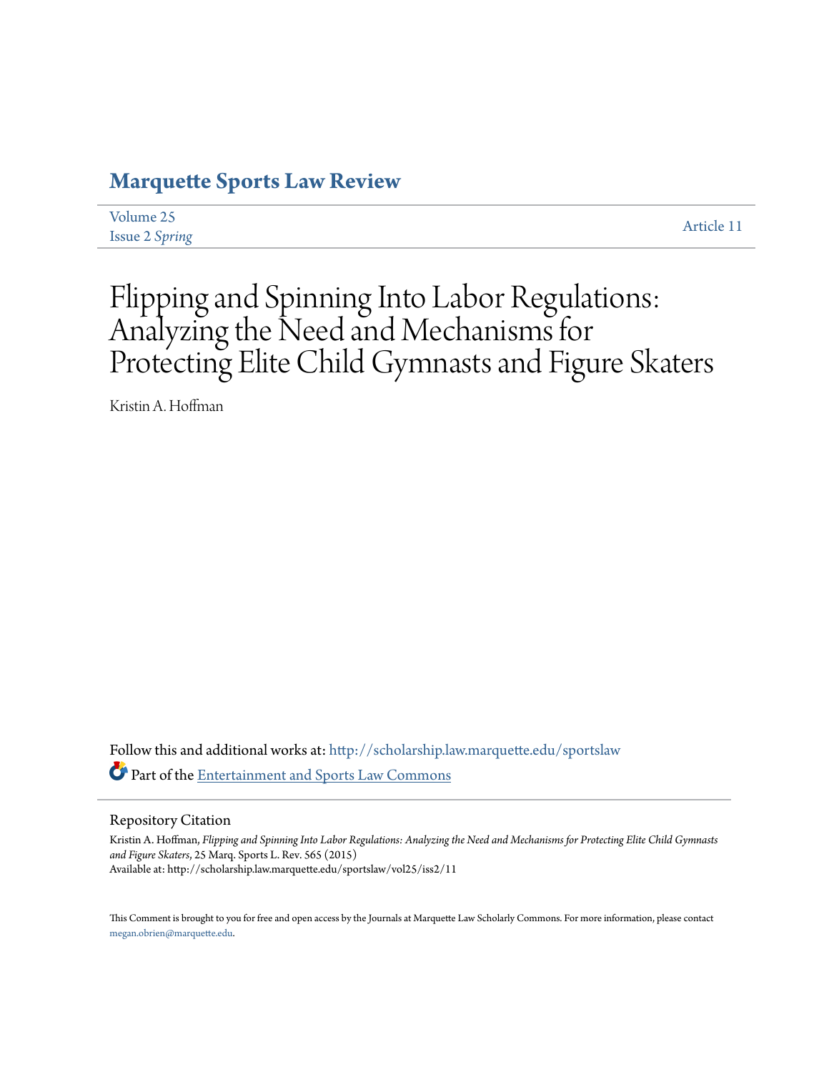# Marquette Sports Law Review

Volume 25
Issue 2 *Spring*

Article 11

# Flipping and Spinning Into Labor Regulations: Analyzing the Need and Mechanisms for Protecting Elite Child Gymnasts and Figure Skaters

Kristin A. Hoffman

Follow this and additional works at: http://scholarship.law.marquette.edu/sportslaw

Part of the Entertainment and Sports Law Commons

## Repository Citation

Kristin A. Hoffman, *Flipping and Spinning Into Labor Regulations: Analyzing the Need and Mechanisms for Protecting Elite Child Gymnasts and Figure Skaters*, 25 Marq. Sports L. Rev. 565 (2015)
Available at: http://scholarship.law.marquette.edu/sportslaw/vol25/iss2/11

This Comment is brought to you for free and open access by the Journals at Marquette Law Scholarly Commons. For more information, please contact megan.obrien@marquette.edu.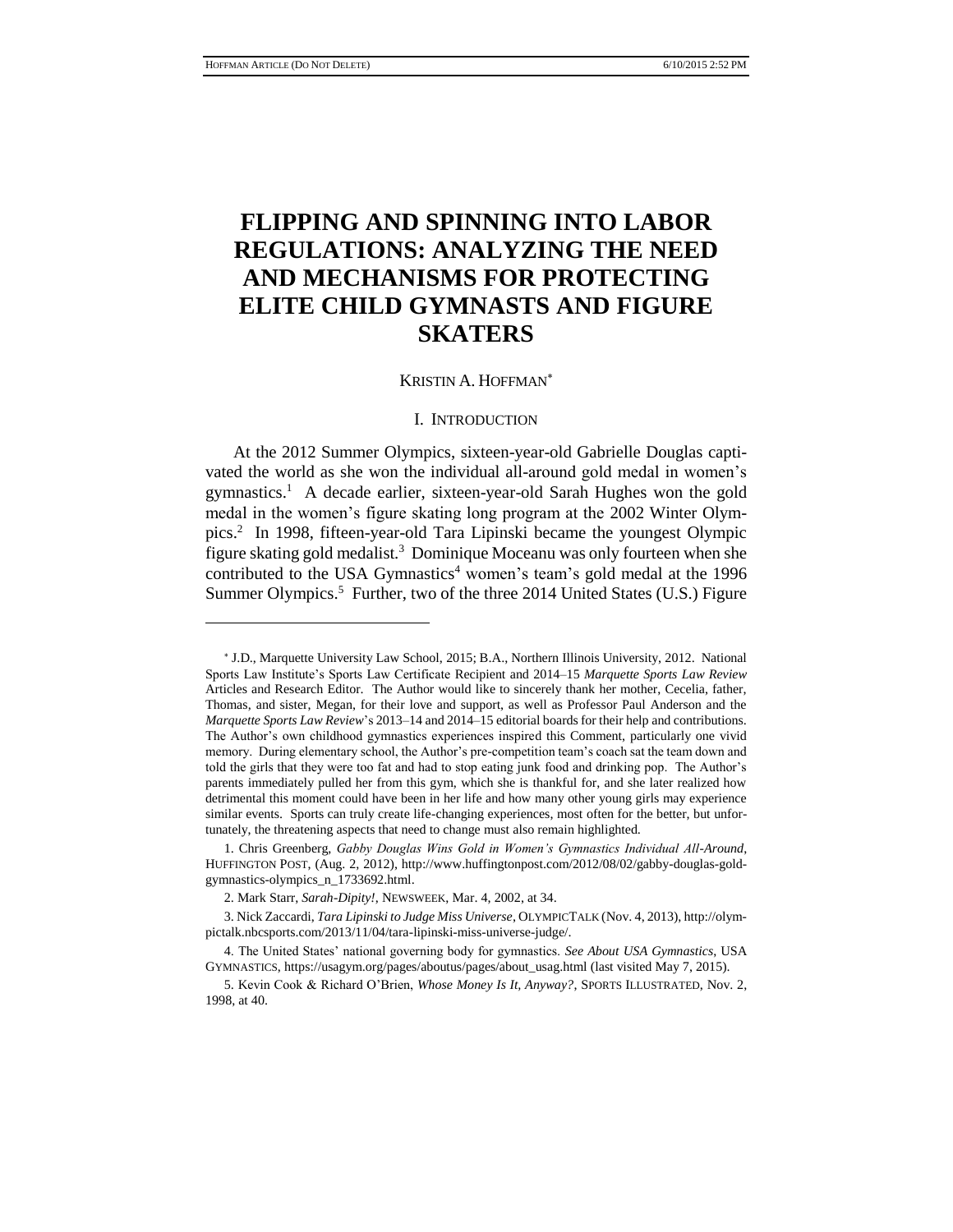# FLIPPING AND SPINNING INTO LABOR REGULATIONS: ANALYZING THE NEED AND MECHANISMS FOR PROTECTING ELITE CHILD GYMNASTS AND FIGURE SKATERS

KRISTIN A. HOFFMAN*

## I. INTRODUCTION

At the 2012 Summer Olympics, sixteen-year-old Gabrielle Douglas captivated the world as she won the individual all-around gold medal in women's gymnastics.[1] A decade earlier, sixteen-year-old Sarah Hughes won the gold medal in the women's figure skating long program at the 2002 Winter Olympics.[2] In 1998, fifteen-year-old Tara Lipinski became the youngest Olympic figure skating gold medalist.[3] Dominique Moceanu was only fourteen when she contributed to the USA Gymnastics[4] women's team's gold medal at the 1996 Summer Olympics.[5] Further, two of the three 2014 United States (U.S.) Figure

---

\* J.D., Marquette University Law School, 2015; B.A., Northern Illinois University, 2012. National Sports Law Institute's Sports Law Certificate Recipient and 2014–15 *Marquette Sports Law Review* Articles and Research Editor. The Author would like to sincerely thank her mother, Cecelia, father, Thomas, and sister, Megan, for their love and support, as well as Professor Paul Anderson and the *Marquette Sports Law Review*'s 2013–14 and 2014–15 editorial boards for their help and contributions. The Author's own childhood gymnastics experiences inspired this Comment, particularly one vivid memory. During elementary school, the Author's pre-competition team's coach sat the team down and told the girls that they were too fat and had to stop eating junk food and drinking pop. The Author's parents immediately pulled her from this gym, which she is thankful for, and she later realized how detrimental this moment could have been in her life and how many other young girls may experience similar events. Sports can truly create life-changing experiences, most often for the better, but unfortunately, the threatening aspects that need to change must also remain highlighted.

1. Chris Greenberg, *Gabby Douglas Wins Gold in Women's Gymnastics Individual All-Around*, HUFFINGTON POST, (Aug. 2, 2012), http://www.huffingtonpost.com/2012/08/02/gabby-douglas-gold-gymnastics-olympics_n_1733692.html.

2. Mark Starr, *Sarah-Dipity!*, NEWSWEEK, Mar. 4, 2002, at 34.

3. Nick Zaccardi, *Tara Lipinski to Judge Miss Universe*, OLYMPICTALK (Nov. 4, 2013), http://olympictalk.nbcsports.com/2013/11/04/tara-lipinski-miss-universe-judge/.

4. The United States' national governing body for gymnastics. *See About USA Gymnastics*, USA GYMNASTICS, https://usagym.org/pages/aboutus/pages/about_usag.html (last visited May 7, 2015).

5. Kevin Cook & Richard O'Brien, *Whose Money Is It, Anyway?*, SPORTS ILLUSTRATED, Nov. 2, 1998, at 40.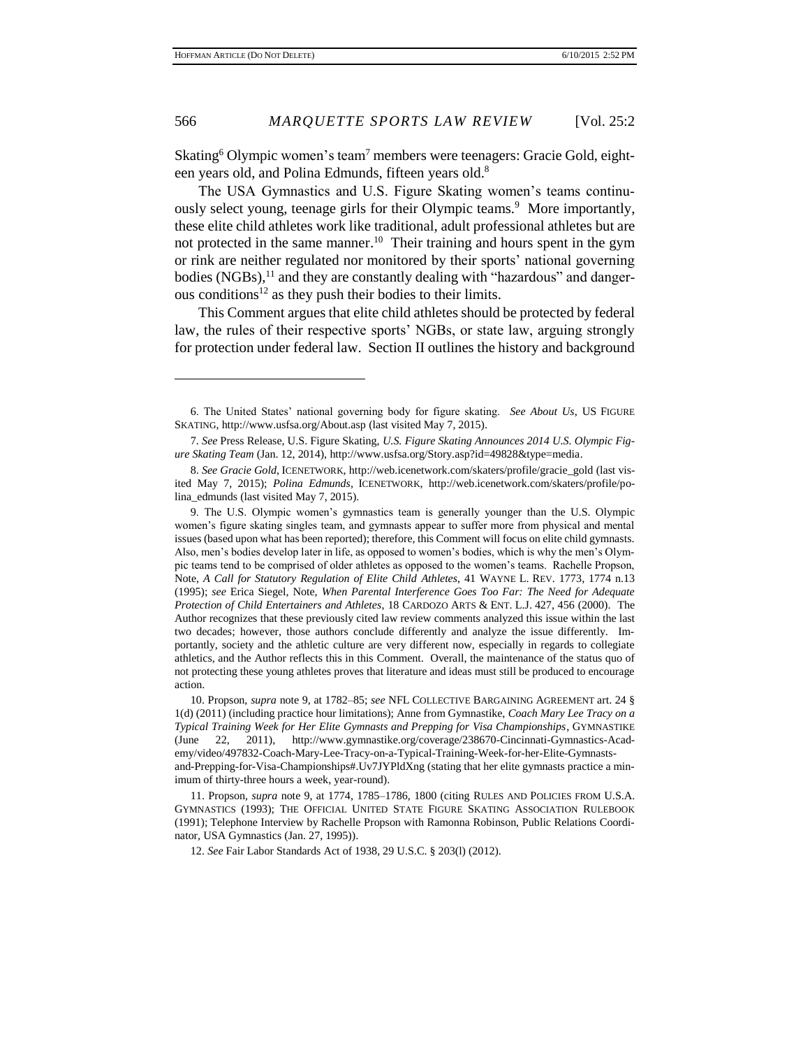Skating[6] Olympic women's team[7] members were teenagers: Gracie Gold, eighteen years old, and Polina Edmunds, fifteen years old.[8]

The USA Gymnastics and U.S. Figure Skating women's teams continuously select young, teenage girls for their Olympic teams.[9] More importantly, these elite child athletes work like traditional, adult professional athletes but are not protected in the same manner.[10] Their training and hours spent in the gym or rink are neither regulated nor monitored by their sports' national governing bodies (NGBs),[11] and they are constantly dealing with "hazardous" and dangerous conditions[12] as they push their bodies to their limits.

This Comment argues that elite child athletes should be protected by federal law, the rules of their respective sports' NGBs, or state law, arguing strongly for protection under federal law. Section II outlines the history and background

---

6. The United States' national governing body for figure skating. *See About Us*, US FIGURE SKATING, http://www.usfsa.org/About.asp (last visited May 7, 2015).

7. *See* Press Release, U.S. Figure Skating, *U.S. Figure Skating Announces 2014 U.S. Olympic Figure Skating Team* (Jan. 12, 2014), http://www.usfsa.org/Story.asp?id=49828&type=media.

8. *See Gracie Gold*, ICENETWORK, http://web.icenetwork.com/skaters/profile/gracie_gold (last visited May 7, 2015); *Polina Edmunds*, ICENETWORK, http://web.icenetwork.com/skaters/profile/polina_edmunds (last visited May 7, 2015).

9. The U.S. Olympic women's gymnastics team is generally younger than the U.S. Olympic women's figure skating singles team, and gymnasts appear to suffer more from physical and mental issues (based upon what has been reported); therefore, this Comment will focus on elite child gymnasts. Also, men's bodies develop later in life, as opposed to women's bodies, which is why the men's Olympic teams tend to be comprised of older athletes as opposed to the women's teams. Rachelle Propson, Note, *A Call for Statutory Regulation of Elite Child Athletes*, 41 WAYNE L. REV. 1773, 1774 n.13 (1995); *see* Erica Siegel, Note, *When Parental Interference Goes Too Far: The Need for Adequate Protection of Child Entertainers and Athletes*, 18 CARDOZO ARTS & ENT. L.J. 427, 456 (2000). The Author recognizes that these previously cited law review comments analyzed this issue within the last two decades; however, those authors conclude differently and analyze the issue differently. Importantly, society and the athletic culture are very different now, especially in regards to collegiate athletics, and the Author reflects this in this Comment. Overall, the maintenance of the status quo of not protecting these young athletes proves that literature and ideas must still be produced to encourage action.

10. Propson, *supra* note 9, at 1782–85; *see* NFL COLLECTIVE BARGAINING AGREEMENT art. 24 § 1(d) (2011) (including practice hour limitations); Anne from Gymnastike, *Coach Mary Lee Tracy on a Typical Training Week for Her Elite Gymnasts and Prepping for Visa Championships*, GYMNASTIKE (June 22, 2011), http://www.gymnastike.org/coverage/238670-Cincinnati-Gymnastics-Academy/video/497832-Coach-Mary-Lee-Tracy-on-a-Typical-Training-Week-for-her-Elite-Gymnasts-and-Prepping-for-Visa-Championships#.Uv7JYPldXng (stating that her elite gymnasts practice a minimum of thirty-three hours a week, year-round).

11. Propson, *supra* note 9, at 1774, 1785–1786, 1800 (citing RULES AND POLICIES FROM U.S.A. GYMNASTICS (1993); THE OFFICIAL UNITED STATE FIGURE SKATING ASSOCIATION RULEBOOK (1991); Telephone Interview by Rachelle Propson with Ramonna Robinson, Public Relations Coordinator, USA Gymnastics (Jan. 27, 1995)).

12. *See* Fair Labor Standards Act of 1938, 29 U.S.C. § 203(l) (2012).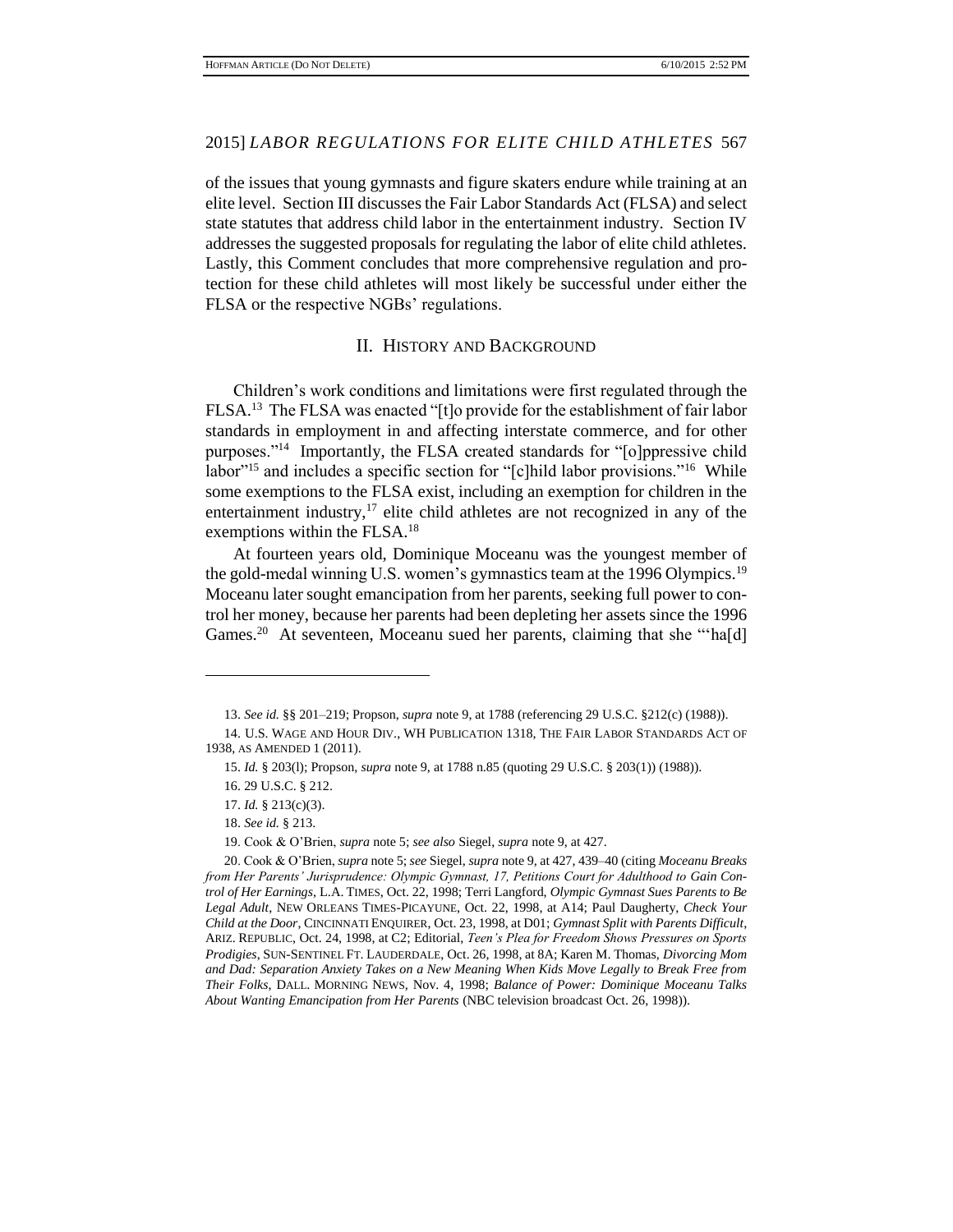of the issues that young gymnasts and figure skaters endure while training at an elite level. Section III discusses the Fair Labor Standards Act (FLSA) and select state statutes that address child labor in the entertainment industry. Section IV addresses the suggested proposals for regulating the labor of elite child athletes. Lastly, this Comment concludes that more comprehensive regulation and protection for these child athletes will most likely be successful under either the FLSA or the respective NGBs' regulations.

## II. History and Background

Children's work conditions and limitations were first regulated through the FLSA.[13] The FLSA was enacted "[t]o provide for the establishment of fair labor standards in employment in and affecting interstate commerce, and for other purposes."[14] Importantly, the FLSA created standards for "[o]ppressive child labor"[15] and includes a specific section for "[c]hild labor provisions."[16] While some exemptions to the FLSA exist, including an exemption for children in the entertainment industry,[17] elite child athletes are not recognized in any of the exemptions within the FLSA.[18]

At fourteen years old, Dominique Moceanu was the youngest member of the gold-medal winning U.S. women's gymnastics team at the 1996 Olympics.[19] Moceanu later sought emancipation from her parents, seeking full power to control her money, because her parents had been depleting her assets since the 1996 Games.[20] At seventeen, Moceanu sued her parents, claiming that she "'ha[d]

---

13. *See id.* §§ 201–219; Propson, *supra* note 9, at 1788 (referencing 29 U.S.C. §212(c) (1988)).

14. U.S. WAGE AND HOUR DIV., WH PUBLICATION 1318, THE FAIR LABOR STANDARDS ACT OF 1938, AS AMENDED 1 (2011).

15. *Id.* § 203(l); Propson, *supra* note 9, at 1788 n.85 (quoting 29 U.S.C. § 203(1)) (1988)).

16. 29 U.S.C. § 212.

17. *Id.* § 213(c)(3).

18. *See id.* § 213.

19. Cook & O'Brien, *supra* note 5; *see also* Siegel, *supra* note 9, at 427.

20. Cook & O'Brien, *supra* note 5; *see* Siegel, *supra* note 9, at 427, 439–40 (citing *Moceanu Breaks from Her Parents' Jurisprudence: Olympic Gymnast, 17, Petitions Court for Adulthood to Gain Control of Her Earnings*, L.A. TIMES, Oct. 22, 1998; Terri Langford, *Olympic Gymnast Sues Parents to Be Legal Adult*, NEW ORLEANS TIMES-PICAYUNE, Oct. 22, 1998, at A14; Paul Daugherty, *Check Your Child at the Door*, CINCINNATI ENQUIRER, Oct. 23, 1998, at D01; *Gymnast Split with Parents Difficult*, ARIZ. REPUBLIC, Oct. 24, 1998, at C2; Editorial, *Teen's Plea for Freedom Shows Pressures on Sports Prodigies*, SUN-SENTINEL FT. LAUDERDALE, Oct. 26, 1998, at 8A; Karen M. Thomas, *Divorcing Mom and Dad: Separation Anxiety Takes on a New Meaning When Kids Move Legally to Break Free from Their Folks*, DALL. MORNING NEWS, Nov. 4, 1998; *Balance of Power: Dominique Moceanu Talks About Wanting Emancipation from Her Parents* (NBC television broadcast Oct. 26, 1998)).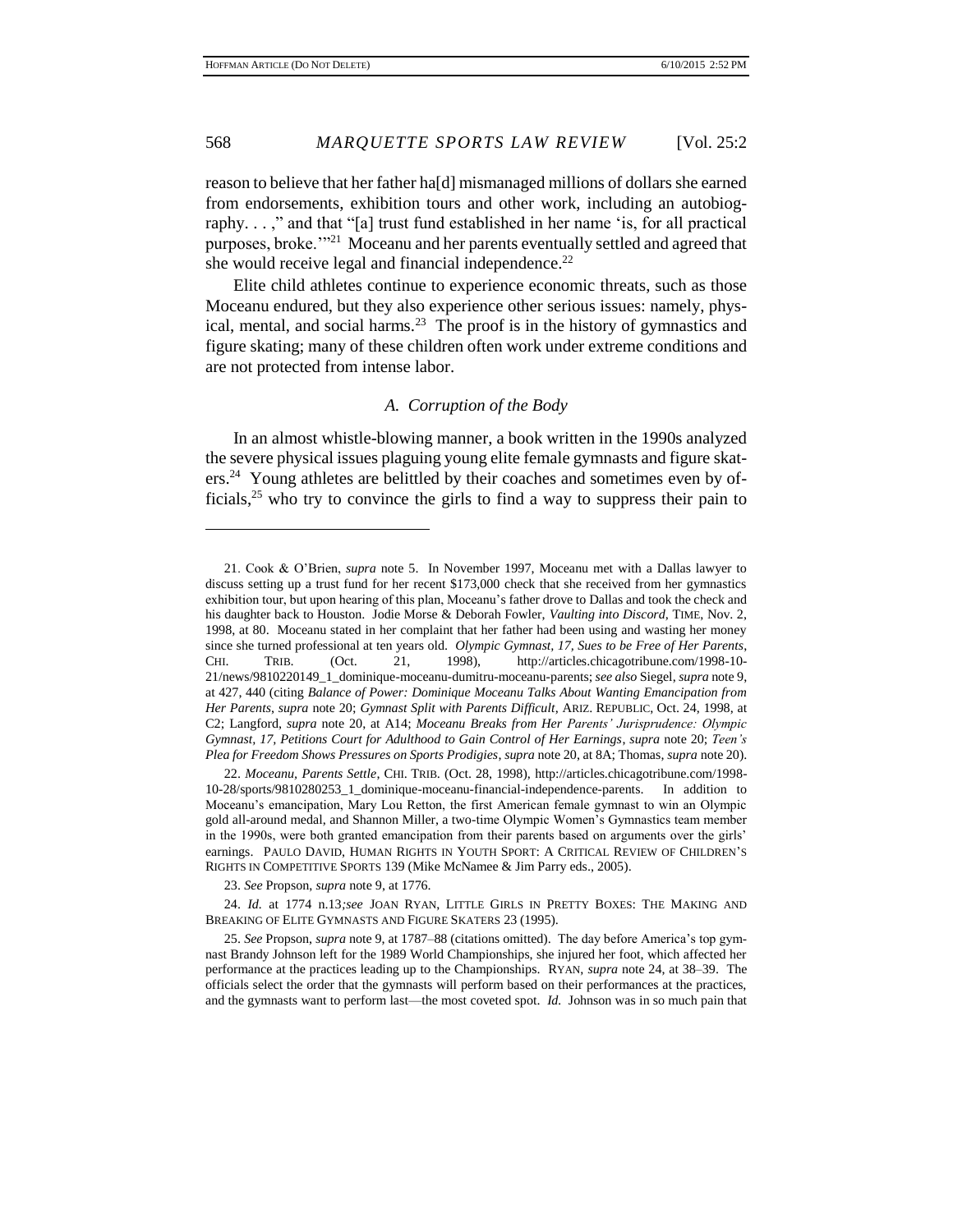reason to believe that her father ha[d] mismanaged millions of dollars she earned from endorsements, exhibition tours and other work, including an autobiography. . . ," and that "[a] trust fund established in her name 'is, for all practical purposes, broke.'"[21] Moceanu and her parents eventually settled and agreed that she would receive legal and financial independence.[22]

Elite child athletes continue to experience economic threats, such as those Moceanu endured, but they also experience other serious issues: namely, physical, mental, and social harms.[23] The proof is in the history of gymnastics and figure skating; many of these children often work under extreme conditions and are not protected from intense labor.

### *A. Corruption of the Body*

In an almost whistle-blowing manner, a book written in the 1990s analyzed the severe physical issues plaguing young elite female gymnasts and figure skaters.[24] Young athletes are belittled by their coaches and sometimes even by officials,[25] who try to convince the girls to find a way to suppress their pain to

---

21. Cook & O'Brien, *supra* note 5. In November 1997, Moceanu met with a Dallas lawyer to discuss setting up a trust fund for her recent $173,000 check that she received from her gymnastics exhibition tour, but upon hearing of this plan, Moceanu's father drove to Dallas and took the check and his daughter back to Houston. Jodie Morse & Deborah Fowler, *Vaulting into Discord*, TIME, Nov. 2, 1998, at 80. Moceanu stated in her complaint that her father had been using and wasting her money since she turned professional at ten years old. *Olympic Gymnast, 17, Sues to be Free of Her Parents*, CHI. TRIB. (Oct. 21, 1998), http://articles.chicagotribune.com/1998-10-21/news/9810220149_1_dominique-moceanu-dumitru-moceanu-parents; *see also* Siegel, *supra* note 9, at 427, 440 (citing *Balance of Power: Dominique Moceanu Talks About Wanting Emancipation from Her Parents*, *supra* note 20; *Gymnast Split with Parents Difficult*, ARIZ. REPUBLIC, Oct. 24, 1998, at C2; Langford, *supra* note 20, at A14; *Moceanu Breaks from Her Parents' Jurisprudence: Olympic Gymnast, 17, Petitions Court for Adulthood to Gain Control of Her Earnings*, *supra* note 20; *Teen's Plea for Freedom Shows Pressures on Sports Prodigies*, *supra* note 20, at 8A; Thomas, *supra* note 20).

22. *Moceanu, Parents Settle*, CHI. TRIB. (Oct. 28, 1998), http://articles.chicagotribune.com/1998-10-28/sports/9810280253_1_dominique-moceanu-financial-independence-parents. In addition to Moceanu's emancipation, Mary Lou Retton, the first American female gymnast to win an Olympic gold all-around medal, and Shannon Miller, a two-time Olympic Women's Gymnastics team member in the 1990s, were both granted emancipation from their parents based on arguments over the girls' earnings. PAULO DAVID, HUMAN RIGHTS IN YOUTH SPORT: A CRITICAL REVIEW OF CHILDREN'S RIGHTS IN COMPETITIVE SPORTS 139 (Mike McNamee & Jim Parry eds., 2005).

23. *See* Propson, *supra* note 9, at 1776.

24. *Id.* at 1774 n.13; *see* JOAN RYAN, LITTLE GIRLS IN PRETTY BOXES: THE MAKING AND BREAKING OF ELITE GYMNASTS AND FIGURE SKATERS 23 (1995).

25. *See* Propson, *supra* note 9, at 1787–88 (citations omitted). The day before America's top gymnast Brandy Johnson left for the 1989 World Championships, she injured her foot, which affected her performance at the practices leading up to the Championships. RYAN, *supra* note 24, at 38–39. The officials select the order that the gymnasts will perform based on their performances at the practices, and the gymnasts want to perform last—the most coveted spot. *Id.* Johnson was in so much pain that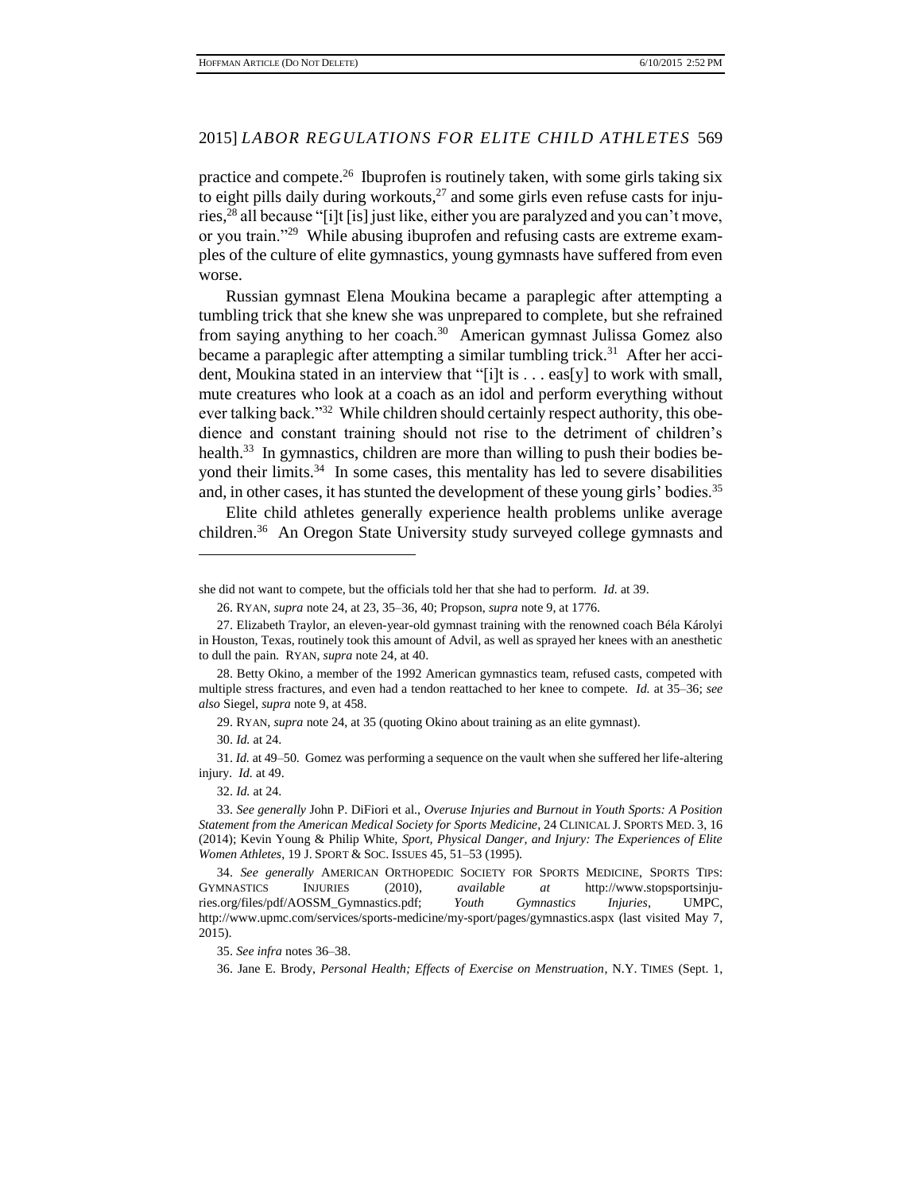practice and compete.[26] Ibuprofen is routinely taken, with some girls taking six to eight pills daily during workouts,[27] and some girls even refuse casts for injuries,[28] all because "[i]t [is] just like, either you are paralyzed and you can't move, or you train."[29] While abusing ibuprofen and refusing casts are extreme examples of the culture of elite gymnastics, young gymnasts have suffered from even worse.

Russian gymnast Elena Moukina became a paraplegic after attempting a tumbling trick that she knew she was unprepared to complete, but she refrained from saying anything to her coach.[30] American gymnast Julissa Gomez also became a paraplegic after attempting a similar tumbling trick.[31] After her accident, Moukina stated in an interview that "[i]t is . . . eas[y] to work with small, mute creatures who look at a coach as an idol and perform everything without ever talking back."[32] While children should certainly respect authority, this obedience and constant training should not rise to the detriment of children's health.[33] In gymnastics, children are more than willing to push their bodies beyond their limits.[34] In some cases, this mentality has led to severe disabilities and, in other cases, it has stunted the development of these young girls' bodies.[35]

Elite child athletes generally experience health problems unlike average children.[36] An Oregon State University study surveyed college gymnasts and

---

she did not want to compete, but the officials told her that she had to perform. *Id.* at 39.

26. RYAN, *supra* note 24, at 23, 35–36, 40; Propson, *supra* note 9, at 1776.

27. Elizabeth Traylor, an eleven-year-old gymnast training with the renowned coach Béla Károlyi in Houston, Texas, routinely took this amount of Advil, as well as sprayed her knees with an anesthetic to dull the pain. RYAN, *supra* note 24, at 40.

28. Betty Okino, a member of the 1992 American gymnastics team, refused casts, competed with multiple stress fractures, and even had a tendon reattached to her knee to compete. *Id.* at 35–36; *see also* Siegel, *supra* note 9, at 458.

29. RYAN, *supra* note 24, at 35 (quoting Okino about training as an elite gymnast).

30. *Id.* at 24.

31. *Id.* at 49–50. Gomez was performing a sequence on the vault when she suffered her life-altering injury. *Id.* at 49.

32. *Id.* at 24.

33. *See generally* John P. DiFiori et al., *Overuse Injuries and Burnout in Youth Sports: A Position Statement from the American Medical Society for Sports Medicine*, 24 CLINICAL J. SPORTS MED. 3, 16 (2014); Kevin Young & Philip White, *Sport, Physical Danger, and Injury: The Experiences of Elite Women Athletes*, 19 J. SPORT & SOC. ISSUES 45, 51–53 (1995).

34. *See generally* AMERICAN ORTHOPEDIC SOCIETY FOR SPORTS MEDICINE, SPORTS TIPS: GYMNASTICS INJURIES (2010), *available at* http://www.stopsportsinjuries.org/files/pdf/AOSSM_Gymnastics.pdf; *Youth Gymnastics Injuries*, UMPC, http://www.upmc.com/services/sports-medicine/my-sport/pages/gymnastics.aspx (last visited May 7, 2015).

35. *See infra* notes 36–38.

36. Jane E. Brody, *Personal Health; Effects of Exercise on Menstruation*, N.Y. TIMES (Sept. 1,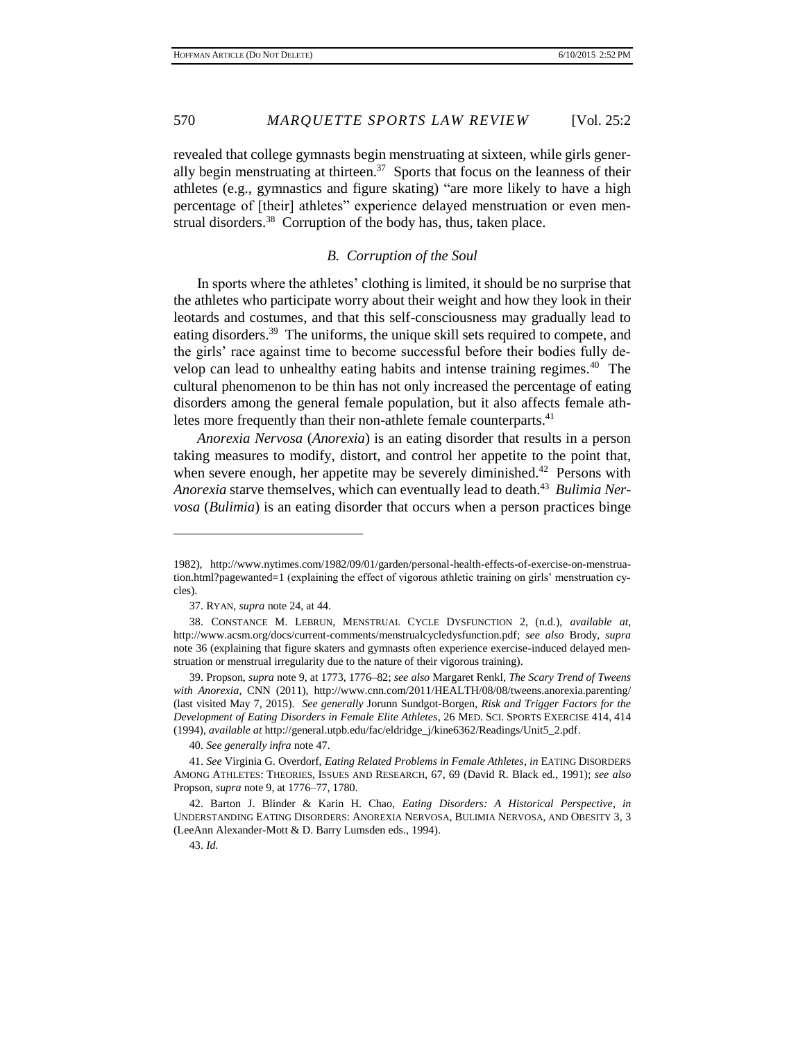revealed that college gymnasts begin menstruating at sixteen, while girls generally begin menstruating at thirteen.[37] Sports that focus on the leanness of their athletes (e.g., gymnastics and figure skating) "are more likely to have a high percentage of [their] athletes" experience delayed menstruation or even menstrual disorders.[38] Corruption of the body has, thus, taken place.

### *B. Corruption of the Soul*

In sports where the athletes' clothing is limited, it should be no surprise that the athletes who participate worry about their weight and how they look in their leotards and costumes, and that this self-consciousness may gradually lead to eating disorders.[39] The uniforms, the unique skill sets required to compete, and the girls' race against time to become successful before their bodies fully develop can lead to unhealthy eating habits and intense training regimes.[40] The cultural phenomenon to be thin has not only increased the percentage of eating disorders among the general female population, but it also affects female athletes more frequently than their non-athlete female counterparts.[41]

*Anorexia Nervosa* (*Anorexia*) is an eating disorder that results in a person taking measures to modify, distort, and control her appetite to the point that, when severe enough, her appetite may be severely diminished.[42] Persons with *Anorexia* starve themselves, which can eventually lead to death.[43] *Bulimia Nervosa* (*Bulimia*) is an eating disorder that occurs when a person practices binge

---

1982), http://www.nytimes.com/1982/09/01/garden/personal-health-effects-of-exercise-on-menstruation.html?pagewanted=1 (explaining the effect of vigorous athletic training on girls' menstruation cycles).

37. RYAN, *supra* note 24, at 44.

38. CONSTANCE M. LEBRUN, MENSTRUAL CYCLE DYSFUNCTION 2, (n.d.), *available at*, http://www.acsm.org/docs/current-comments/menstrualcycledysfunction.pdf; *see also* Brody, *supra* note 36 (explaining that figure skaters and gymnasts often experience exercise-induced delayed menstruation or menstrual irregularity due to the nature of their vigorous training).

39. Propson, *supra* note 9, at 1773, 1776–82; *see also* Margaret Renkl, *The Scary Trend of Tweens with Anorexia*, CNN (2011), http://www.cnn.com/2011/HEALTH/08/08/tweens.anorexia.parenting/ (last visited May 7, 2015). *See generally* Jorunn Sundgot-Borgen, *Risk and Trigger Factors for the Development of Eating Disorders in Female Elite Athletes*, 26 MED. SCI. SPORTS EXERCISE 414, 414 (1994), *available at* http://general.utpb.edu/fac/eldridge_j/kine6362/Readings/Unit5_2.pdf.

40. *See generally infra* note 47.

41. *See* Virginia G. Overdorf, *Eating Related Problems in Female Athletes*, *in* EATING DISORDERS AMONG ATHLETES: THEORIES, ISSUES AND RESEARCH, 67, 69 (David R. Black ed., 1991); *see also* Propson, *supra* note 9, at 1776–77, 1780.

42. Barton J. Blinder & Karin H. Chao, *Eating Disorders: A Historical Perspective*, *in* UNDERSTANDING EATING DISORDERS: ANOREXIA NERVOSA, BULIMIA NERVOSA, AND OBESITY 3, 3 (LeeAnn Alexander-Mott & D. Barry Lumsden eds., 1994).

43. *Id.*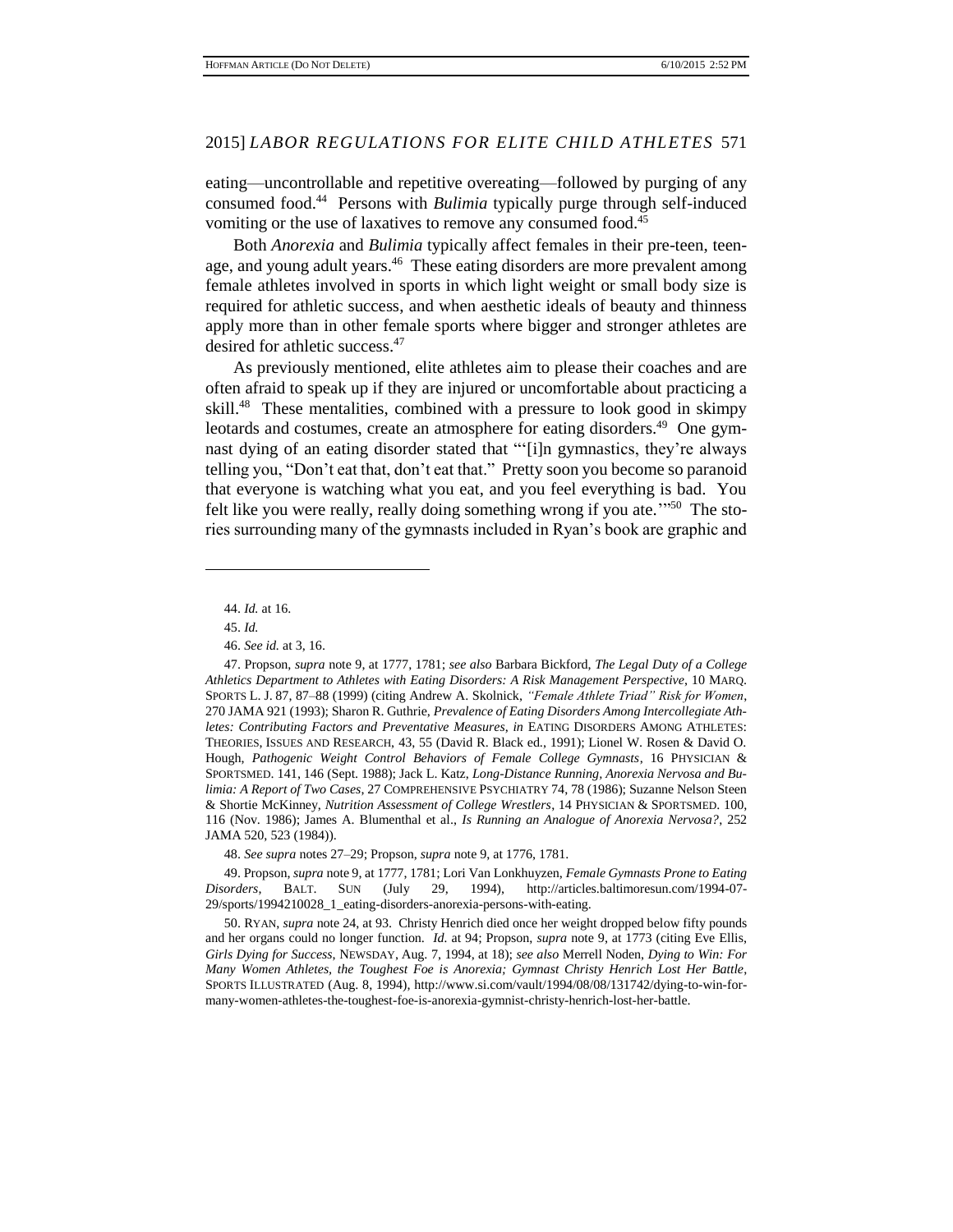eating—uncontrollable and repetitive overeating—followed by purging of any consumed food.[44] Persons with *Bulimia* typically purge through self-induced vomiting or the use of laxatives to remove any consumed food.[45]

Both *Anorexia* and *Bulimia* typically affect females in their pre-teen, teenage, and young adult years.[46] These eating disorders are more prevalent among female athletes involved in sports in which light weight or small body size is required for athletic success, and when aesthetic ideals of beauty and thinness apply more than in other female sports where bigger and stronger athletes are desired for athletic success.[47]

As previously mentioned, elite athletes aim to please their coaches and are often afraid to speak up if they are injured or uncomfortable about practicing a skill.[48] These mentalities, combined with a pressure to look good in skimpy leotards and costumes, create an atmosphere for eating disorders.[49] One gymnast dying of an eating disorder stated that "'[i]n gymnastics, they're always telling you, "Don't eat that, don't eat that." Pretty soon you become so paranoid that everyone is watching what you eat, and you feel everything is bad. You felt like you were really, really doing something wrong if you ate.'"[50] The stories surrounding many of the gymnasts included in Ryan's book are graphic and

---

44. *Id.* at 16.

45. *Id.*

46. *See id.* at 3, 16.

47. Propson, *supra* note 9, at 1777, 1781; *see also* Barbara Bickford, *The Legal Duty of a College Athletics Department to Athletes with Eating Disorders: A Risk Management Perspective*, 10 MARQ. SPORTS L. J. 87, 87–88 (1999) (citing Andrew A. Skolnick, *"Female Athlete Triad" Risk for Women*, 270 JAMA 921 (1993); Sharon R. Guthrie, *Prevalence of Eating Disorders Among Intercollegiate Athletes: Contributing Factors and Preventative Measures*, *in* EATING DISORDERS AMONG ATHLETES: THEORIES, ISSUES AND RESEARCH, 43, 55 (David R. Black ed., 1991); Lionel W. Rosen & David O. Hough, *Pathogenic Weight Control Behaviors of Female College Gymnasts*, 16 PHYSICIAN & SPORTSMED. 141, 146 (Sept. 1988); Jack L. Katz, *Long-Distance Running, Anorexia Nervosa and Bulimia: A Report of Two Cases*, 27 COMPREHENSIVE PSYCHIATRY 74, 78 (1986); Suzanne Nelson Steen & Shortie McKinney, *Nutrition Assessment of College Wrestlers*, 14 PHYSICIAN & SPORTSMED. 100, 116 (Nov. 1986); James A. Blumenthal et al., *Is Running an Analogue of Anorexia Nervosa?*, 252 JAMA 520, 523 (1984)).

48. *See supra* notes 27–29; Propson, *supra* note 9, at 1776, 1781.

49. Propson, *supra* note 9, at 1777, 1781; Lori Van Lonkhuyzen, *Female Gymnasts Prone to Eating Disorders*, BALT. SUN (July 29, 1994), http://articles.baltimoresun.com/1994-07-29/sports/1994210028_1_eating-disorders-anorexia-persons-with-eating.

50. RYAN, *supra* note 24, at 93. Christy Henrich died once her weight dropped below fifty pounds and her organs could no longer function. *Id.* at 94; Propson, *supra* note 9, at 1773 (citing Eve Ellis, *Girls Dying for Success*, NEWSDAY, Aug. 7, 1994, at 18); *see also* Merrell Noden, *Dying to Win: For Many Women Athletes, the Toughest Foe is Anorexia; Gymnast Christy Henrich Lost Her Battle*, SPORTS ILLUSTRATED (Aug. 8, 1994), http://www.si.com/vault/1994/08/08/131742/dying-to-win-for-many-women-athletes-the-toughest-foe-is-anorexia-gymnist-christy-henrich-lost-her-battle.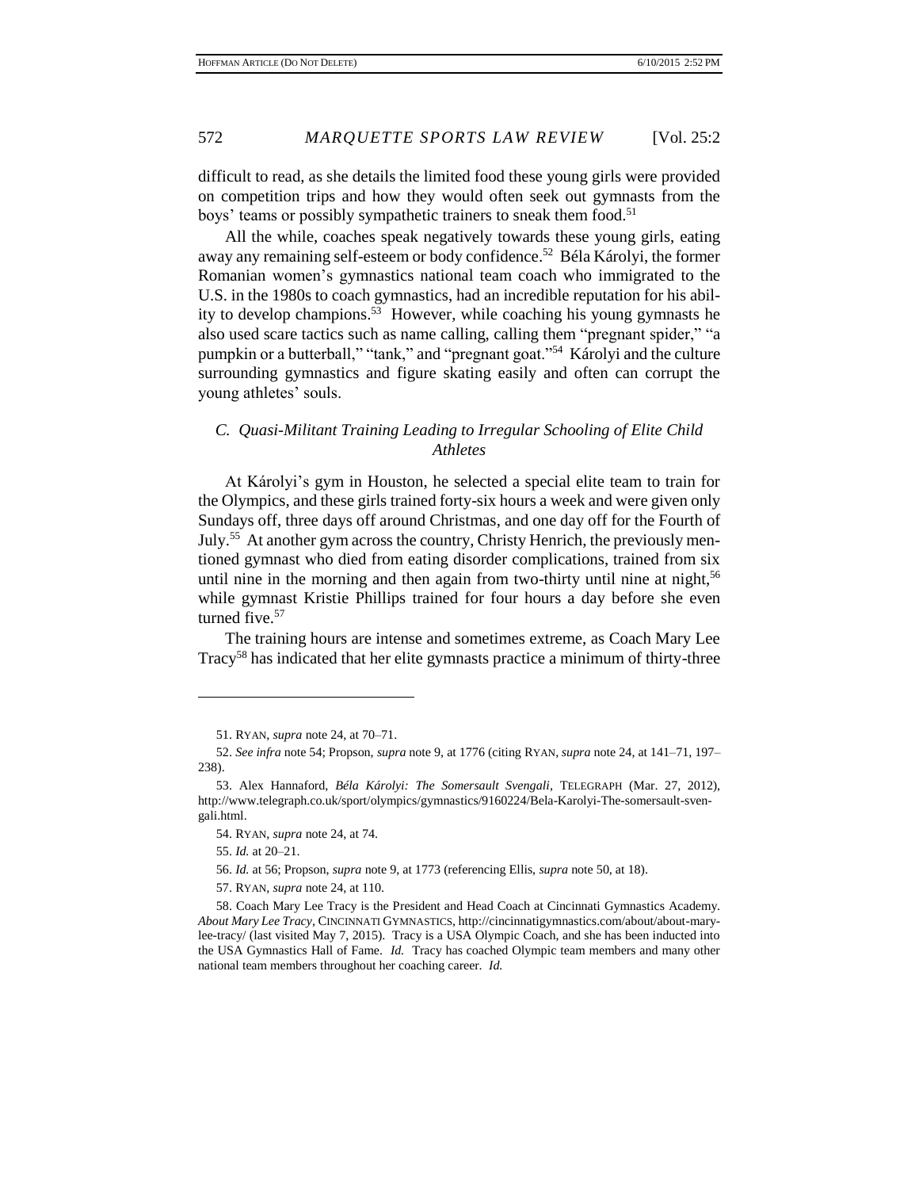difficult to read, as she details the limited food these young girls were provided on competition trips and how they would often seek out gymnasts from the boys' teams or possibly sympathetic trainers to sneak them food.[51]

All the while, coaches speak negatively towards these young girls, eating away any remaining self-esteem or body confidence.[52] Béla Károlyi, the former Romanian women's gymnastics national team coach who immigrated to the U.S. in the 1980s to coach gymnastics, had an incredible reputation for his ability to develop champions.[53] However, while coaching his young gymnasts he also used scare tactics such as name calling, calling them "pregnant spider," "a pumpkin or a butterball," "tank," and "pregnant goat."[54] Károlyi and the culture surrounding gymnastics and figure skating easily and often can corrupt the young athletes' souls.

### *C. Quasi-Militant Training Leading to Irregular Schooling of Elite Child Athletes*

At Károlyi's gym in Houston, he selected a special elite team to train for the Olympics, and these girls trained forty-six hours a week and were given only Sundays off, three days off around Christmas, and one day off for the Fourth of July.[55] At another gym across the country, Christy Henrich, the previously mentioned gymnast who died from eating disorder complications, trained from six until nine in the morning and then again from two-thirty until nine at night,[56] while gymnast Kristie Phillips trained for four hours a day before she even turned five.[57]

The training hours are intense and sometimes extreme, as Coach Mary Lee Tracy[58] has indicated that her elite gymnasts practice a minimum of thirty-three

---

51. RYAN, *supra* note 24, at 70–71.

52. *See infra* note 54; Propson, *supra* note 9, at 1776 (citing RYAN, *supra* note 24, at 141–71, 197–238).

53. Alex Hannaford, *Béla Károlyi: The Somersault Svengali*, TELEGRAPH (Mar. 27, 2012), http://www.telegraph.co.uk/sport/olympics/gymnastics/9160224/Bela-Karolyi-The-somersault-svengali.html.

54. RYAN, *supra* note 24, at 74.

55. *Id.* at 20–21.

56. *Id.* at 56; Propson, *supra* note 9, at 1773 (referencing Ellis, *supra* note 50, at 18).

57. RYAN, *supra* note 24, at 110.

58. Coach Mary Lee Tracy is the President and Head Coach at Cincinnati Gymnastics Academy. *About Mary Lee Tracy*, CINCINNATI GYMNASTICS, http://cincinnatigymnastics.com/about/about-mary-lee-tracy/ (last visited May 7, 2015). Tracy is a USA Olympic Coach, and she has been inducted into the USA Gymnastics Hall of Fame. *Id.* Tracy has coached Olympic team members and many other national team members throughout her coaching career. *Id.*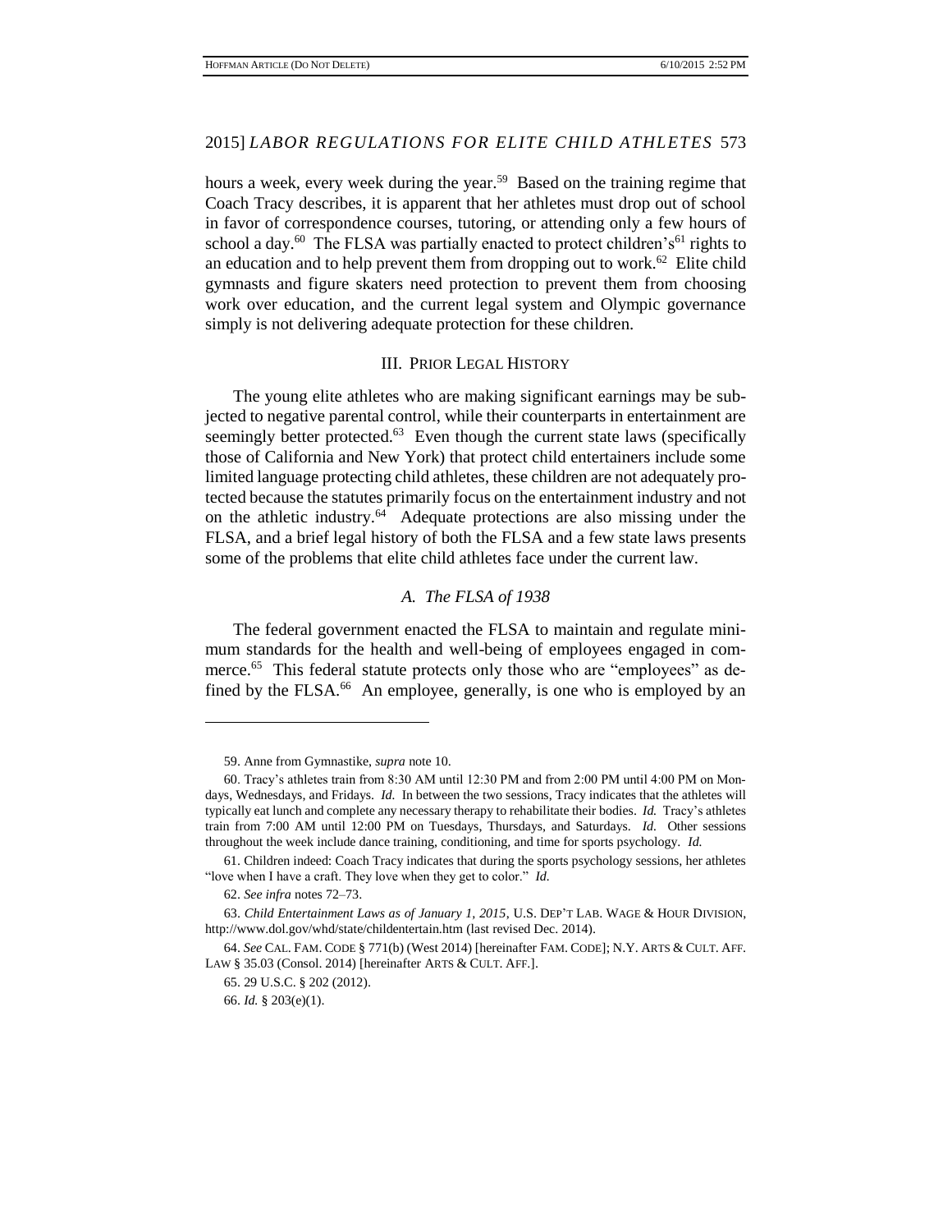hours a week, every week during the year.[59] Based on the training regime that Coach Tracy describes, it is apparent that her athletes must drop out of school in favor of correspondence courses, tutoring, or attending only a few hours of school a day.[60] The FLSA was partially enacted to protect children's[61] rights to an education and to help prevent them from dropping out to work.[62] Elite child gymnasts and figure skaters need protection to prevent them from choosing work over education, and the current legal system and Olympic governance simply is not delivering adequate protection for these children.

## III. Prior Legal History

The young elite athletes who are making significant earnings may be subjected to negative parental control, while their counterparts in entertainment are seemingly better protected.[63] Even though the current state laws (specifically those of California and New York) that protect child entertainers include some limited language protecting child athletes, these children are not adequately protected because the statutes primarily focus on the entertainment industry and not on the athletic industry.[64] Adequate protections are also missing under the FLSA, and a brief legal history of both the FLSA and a few state laws presents some of the problems that elite child athletes face under the current law.

### *A. The FLSA of 1938*

The federal government enacted the FLSA to maintain and regulate minimum standards for the health and well-being of employees engaged in commerce.[65] This federal statute protects only those who are "employees" as defined by the FLSA.[66] An employee, generally, is one who is employed by an

---

59. Anne from Gymnastike, *supra* note 10.

60. Tracy's athletes train from 8:30 AM until 12:30 PM and from 2:00 PM until 4:00 PM on Mondays, Wednesdays, and Fridays. *Id.* In between the two sessions, Tracy indicates that the athletes will typically eat lunch and complete any necessary therapy to rehabilitate their bodies. *Id.* Tracy's athletes train from 7:00 AM until 12:00 PM on Tuesdays, Thursdays, and Saturdays. *Id.* Other sessions throughout the week include dance training, conditioning, and time for sports psychology. *Id.*

61. Children indeed: Coach Tracy indicates that during the sports psychology sessions, her athletes "love when I have a craft. They love when they get to color." *Id.*

62. *See infra* notes 72–73.

63. *Child Entertainment Laws as of January 1, 2015*, U.S. DEP'T LAB. WAGE & HOUR DIVISION, http://www.dol.gov/whd/state/childentertain.htm (last revised Dec. 2014).

64. *See* CAL. FAM. CODE § 771(b) (West 2014) [hereinafter FAM. CODE]; N.Y. ARTS & CULT. AFF. LAW § 35.03 (Consol. 2014) [hereinafter ARTS & CULT. AFF.].

65. 29 U.S.C. § 202 (2012).

66. *Id.* § 203(e)(1).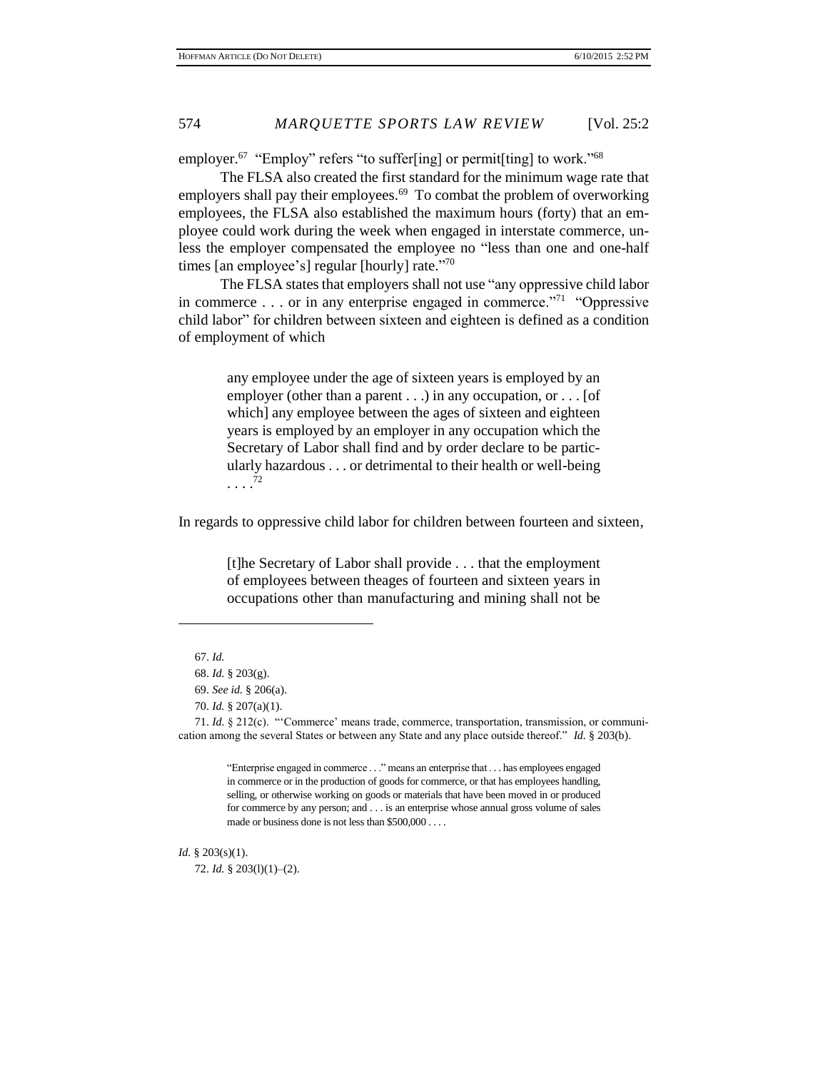employer.[67] "Employ" refers "to suffer[ing] or permit[ting] to work."[68]

The FLSA also created the first standard for the minimum wage rate that employers shall pay their employees.[69] To combat the problem of overworking employees, the FLSA also established the maximum hours (forty) that an employee could work during the week when engaged in interstate commerce, unless the employer compensated the employee no "less than one and one-half times [an employee's] regular [hourly] rate."[70]

The FLSA states that employers shall not use "any oppressive child labor in commerce . . . or in any enterprise engaged in commerce."[71] "Oppressive child labor" for children between sixteen and eighteen is defined as a condition of employment of which

> any employee under the age of sixteen years is employed by an employer (other than a parent . . .) in any occupation, or . . . [of which] any employee between the ages of sixteen and eighteen years is employed by an employer in any occupation which the Secretary of Labor shall find and by order declare to be particularly hazardous . . . or detrimental to their health or well-being . . . .[72]

In regards to oppressive child labor for children between fourteen and sixteen,

> [t]he Secretary of Labor shall provide . . . that the employment of employees between theages of fourteen and sixteen years in occupations other than manufacturing and mining shall not be

---

67. *Id.*

68. *Id.* § 203(g).

69. *See id.* § 206(a).

70. *Id.* § 207(a)(1).

71. *Id.* § 212(c). "'Commerce' means trade, commerce, transportation, transmission, or communication among the several States or between any State and any place outside thereof." *Id.* § 203(b).

> "Enterprise engaged in commerce . . ." means an enterprise that . . . has employees engaged in commerce or in the production of goods for commerce, or that has employees handling, selling, or otherwise working on goods or materials that have been moved in or produced for commerce by any person; and . . . is an enterprise whose annual gross volume of sales made or business done is not less than $500,000 . . . .

*Id.* § 203(s)(1).

72. *Id.* § 203(l)(1)–(2).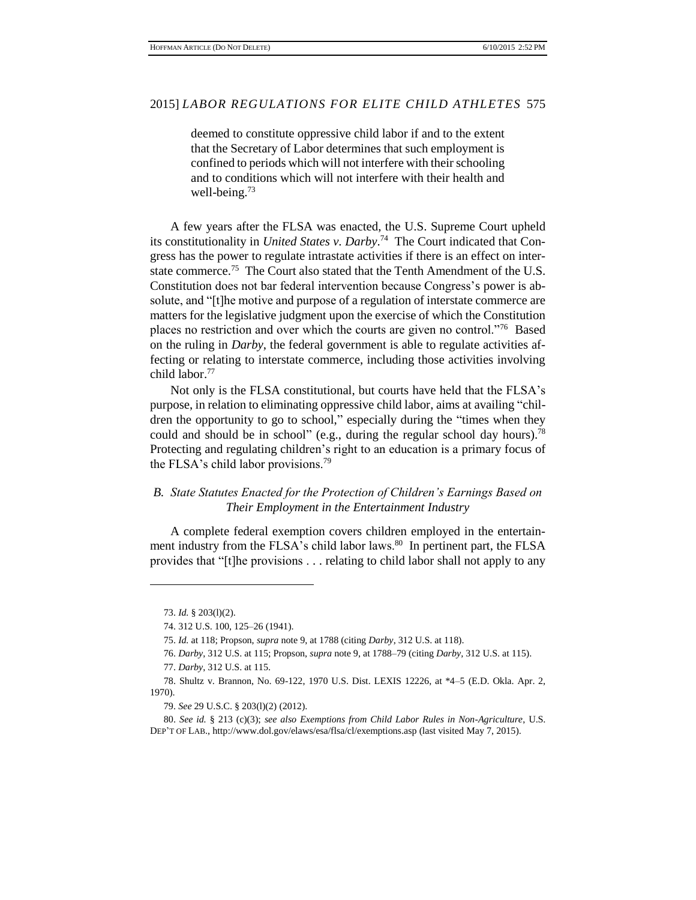> deemed to constitute oppressive child labor if and to the extent that the Secretary of Labor determines that such employment is confined to periods which will not interfere with their schooling and to conditions which will not interfere with their health and well-being.[73]

A few years after the FLSA was enacted, the U.S. Supreme Court upheld its constitutionality in *United States v. Darby*.[74] The Court indicated that Congress has the power to regulate intrastate activities if there is an effect on interstate commerce.[75] The Court also stated that the Tenth Amendment of the U.S. Constitution does not bar federal intervention because Congress's power is absolute, and "[t]he motive and purpose of a regulation of interstate commerce are matters for the legislative judgment upon the exercise of which the Constitution places no restriction and over which the courts are given no control."[76] Based on the ruling in *Darby*, the federal government is able to regulate activities affecting or relating to interstate commerce, including those activities involving child labor.[77]

Not only is the FLSA constitutional, but courts have held that the FLSA's purpose, in relation to eliminating oppressive child labor, aims at availing "children the opportunity to go to school," especially during the "times when they could and should be in school" (e.g., during the regular school day hours).[78] Protecting and regulating children's right to an education is a primary focus of the FLSA's child labor provisions.[79]

### *B. State Statutes Enacted for the Protection of Children's Earnings Based on Their Employment in the Entertainment Industry*

A complete federal exemption covers children employed in the entertainment industry from the FLSA's child labor laws.[80] In pertinent part, the FLSA provides that "[t]he provisions . . . relating to child labor shall not apply to any

---

73. *Id.* § 203(l)(2).

74. 312 U.S. 100, 125–26 (1941).

75. *Id.* at 118; Propson, *supra* note 9, at 1788 (citing *Darby*, 312 U.S. at 118).

76. *Darby*, 312 U.S. at 115; Propson, *supra* note 9, at 1788–79 (citing *Darby*, 312 U.S. at 115).

77. *Darby*, 312 U.S. at 115.

78. Shultz v. Brannon, No. 69-122, 1970 U.S. Dist. LEXIS 12226, at *4–5 (E.D. Okla. Apr. 2, 1970).

79. *See* 29 U.S.C. § 203(l)(2) (2012).

80. *See id.* § 213 (c)(3); *see also Exemptions from Child Labor Rules in Non-Agriculture*, U.S. DEP'T OF LAB., http://www.dol.gov/elaws/esa/flsa/cl/exemptions.asp (last visited May 7, 2015).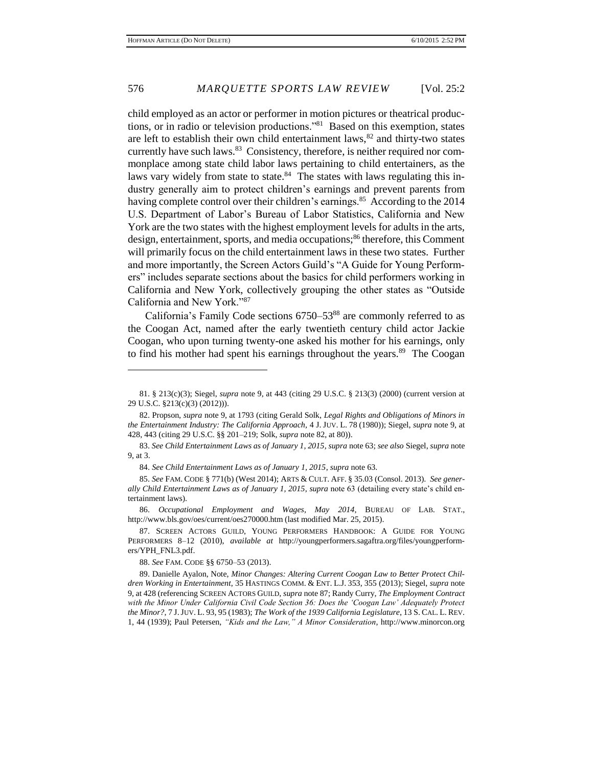child employed as an actor or performer in motion pictures or theatrical productions, or in radio or television productions."[81] Based on this exemption, states are left to establish their own child entertainment laws,[82] and thirty-two states currently have such laws.[83] Consistency, therefore, is neither required nor commonplace among state child labor laws pertaining to child entertainers, as the laws vary widely from state to state.[84] The states with laws regulating this industry generally aim to protect children's earnings and prevent parents from having complete control over their children's earnings.[85] According to the 2014 U.S. Department of Labor's Bureau of Labor Statistics, California and New York are the two states with the highest employment levels for adults in the arts, design, entertainment, sports, and media occupations;[86] therefore, this Comment will primarily focus on the child entertainment laws in these two states. Further and more importantly, the Screen Actors Guild's "A Guide for Young Performers" includes separate sections about the basics for child performers working in California and New York, collectively grouping the other states as "Outside California and New York."[87]

California's Family Code sections 6750–53[88] are commonly referred to as the Coogan Act, named after the early twentieth century child actor Jackie Coogan, who upon turning twenty-one asked his mother for his earnings, only to find his mother had spent his earnings throughout the years.[89] The Coogan

---

81. § 213(c)(3); Siegel, *supra* note 9, at 443 (citing 29 U.S.C. § 213(3) (2000) (current version at 29 U.S.C. §213(c)(3) (2012))).

82. Propson, *supra* note 9, at 1793 (citing Gerald Solk, *Legal Rights and Obligations of Minors in the Entertainment Industry: The California Approach*, 4 J. JUV. L. 78 (1980)); Siegel, *supra* note 9, at 428, 443 (citing 29 U.S.C. §§ 201–219; Solk, *supra* note 82, at 80)).

83. *See Child Entertainment Laws as of January 1, 2015*, *supra* note 63; *see also* Siegel, *supra* note 9, at 3.

84. *See Child Entertainment Laws as of January 1, 2015*, *supra* note 63.

85. *See* FAM. CODE § 771(b) (West 2014); ARTS & CULT. AFF. § 35.03 (Consol. 2013). *See generally Child Entertainment Laws as of January 1, 2015*, *supra* note 63 (detailing every state's child entertainment laws).

86. *Occupational Employment and Wages, May 2014*, BUREAU OF LAB. STAT., http://www.bls.gov/oes/current/oes270000.htm (last modified Mar. 25, 2015).

87. SCREEN ACTORS GUILD, YOUNG PERFORMERS HANDBOOK: A GUIDE FOR YOUNG PERFORMERS 8–12 (2010), *available at* http://youngperformers.sagaftra.org/files/youngperformers/YPH_FNL3.pdf.

88. *See* FAM. CODE §§ 6750–53 (2013).

89. Danielle Ayalon, Note, *Minor Changes: Altering Current Coogan Law to Better Protect Children Working in Entertainment*, 35 HASTINGS COMM. & ENT. L.J. 353, 355 (2013); Siegel, *supra* note 9, at 428 (referencing SCREEN ACTORS GUILD, *supra* note 87; Randy Curry, *The Employment Contract with the Minor Under California Civil Code Section 36: Does the 'Coogan Law' Adequately Protect the Minor?*, 7 J. JUV. L. 93, 95 (1983); *The Work of the 1939 California Legislature*, 13 S. CAL. L. REV. 1, 44 (1939); Paul Petersen, *"Kids and the Law," A Minor Consideration*, http://www.minorcon.org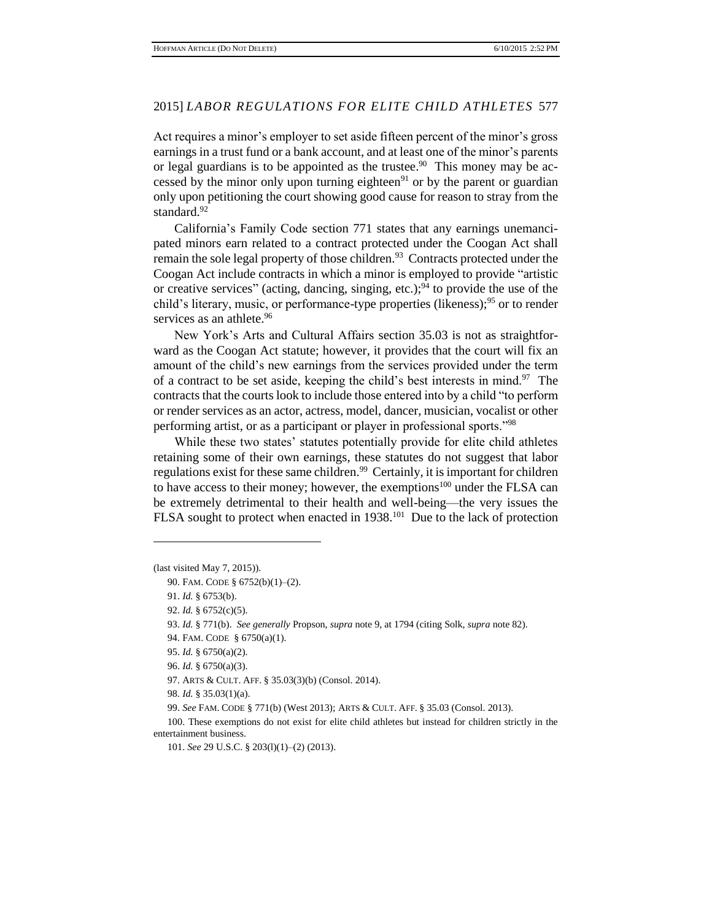Act requires a minor's employer to set aside fifteen percent of the minor's gross earnings in a trust fund or a bank account, and at least one of the minor's parents or legal guardians is to be appointed as the trustee.[90] This money may be accessed by the minor only upon turning eighteen[91] or by the parent or guardian only upon petitioning the court showing good cause for reason to stray from the standard.[92]

California's Family Code section 771 states that any earnings unemancipated minors earn related to a contract protected under the Coogan Act shall remain the sole legal property of those children.[93] Contracts protected under the Coogan Act include contracts in which a minor is employed to provide "artistic or creative services" (acting, dancing, singing, etc.);[94] to provide the use of the child's literary, music, or performance-type properties (likeness);[95] or to render services as an athlete.[96]

New York's Arts and Cultural Affairs section 35.03 is not as straightforward as the Coogan Act statute; however, it provides that the court will fix an amount of the child's new earnings from the services provided under the term of a contract to be set aside, keeping the child's best interests in mind.[97] The contracts that the courts look to include those entered into by a child "to perform or render services as an actor, actress, model, dancer, musician, vocalist or other performing artist, or as a participant or player in professional sports."[98]

While these two states' statutes potentially provide for elite child athletes retaining some of their own earnings, these statutes do not suggest that labor regulations exist for these same children.[99] Certainly, it is important for children to have access to their money; however, the exemptions[100] under the FLSA can be extremely detrimental to their health and well-being—the very issues the FLSA sought to protect when enacted in 1938.[101] Due to the lack of protection

---

(last visited May 7, 2015)).

90. FAM. CODE § 6752(b)(1)–(2).

91. *Id.* § 6753(b).

92. *Id.* § 6752(c)(5).

93. *Id.* § 771(b). *See generally* Propson, *supra* note 9, at 1794 (citing Solk, *supra* note 82).

94. FAM. CODE § 6750(a)(1).

95. *Id.* § 6750(a)(2).

96. *Id.* § 6750(a)(3).

97. ARTS & CULT. AFF. § 35.03(3)(b) (Consol. 2014).

98. *Id.* § 35.03(1)(a).

99. *See* FAM. CODE § 771(b) (West 2013); ARTS & CULT. AFF. § 35.03 (Consol. 2013).

100. These exemptions do not exist for elite child athletes but instead for children strictly in the entertainment business.

101. *See* 29 U.S.C. § 203(l)(1)–(2) (2013).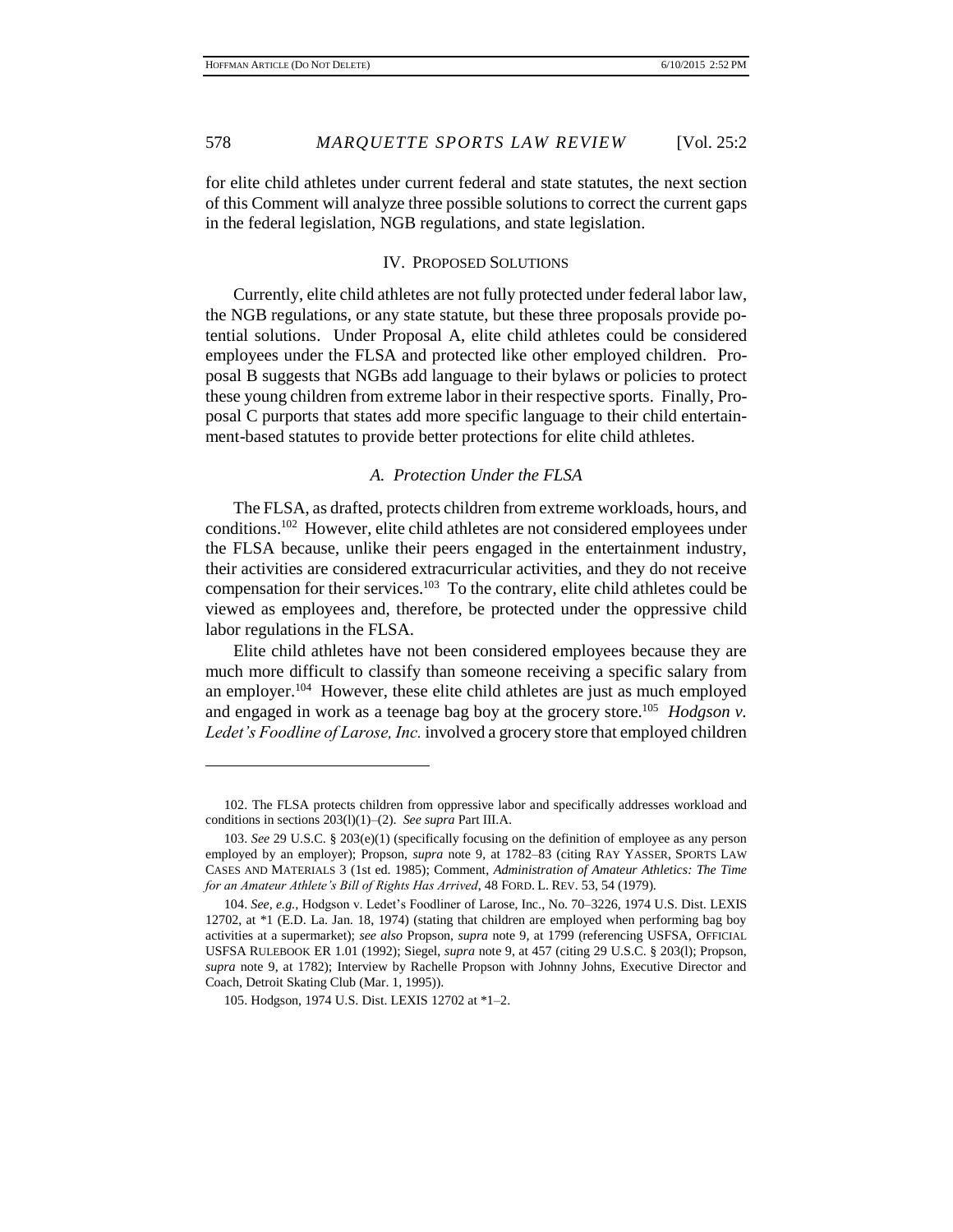for elite child athletes under current federal and state statutes, the next section of this Comment will analyze three possible solutions to correct the current gaps in the federal legislation, NGB regulations, and state legislation.

## IV. Proposed Solutions

Currently, elite child athletes are not fully protected under federal labor law, the NGB regulations, or any state statute, but these three proposals provide potential solutions. Under Proposal A, elite child athletes could be considered employees under the FLSA and protected like other employed children. Proposal B suggests that NGBs add language to their bylaws or policies to protect these young children from extreme labor in their respective sports. Finally, Proposal C purports that states add more specific language to their child entertainment-based statutes to provide better protections for elite child athletes.

### *A. Protection Under the FLSA*

The FLSA, as drafted, protects children from extreme workloads, hours, and conditions.[102] However, elite child athletes are not considered employees under the FLSA because, unlike their peers engaged in the entertainment industry, their activities are considered extracurricular activities, and they do not receive compensation for their services.[103] To the contrary, elite child athletes could be viewed as employees and, therefore, be protected under the oppressive child labor regulations in the FLSA.

Elite child athletes have not been considered employees because they are much more difficult to classify than someone receiving a specific salary from an employer.[104] However, these elite child athletes are just as much employed and engaged in work as a teenage bag boy at the grocery store.[105] *Hodgson v. Ledet's Foodline of Larose, Inc.* involved a grocery store that employed children

---

102. The FLSA protects children from oppressive labor and specifically addresses workload and conditions in sections 203(l)(1)–(2). *See supra* Part III.A.

103. *See* 29 U.S.C. § 203(e)(1) (specifically focusing on the definition of employee as any person employed by an employer); Propson, *supra* note 9, at 1782–83 (citing RAY YASSER, SPORTS LAW CASES AND MATERIALS 3 (1st ed. 1985); Comment, *Administration of Amateur Athletics: The Time for an Amateur Athlete's Bill of Rights Has Arrived*, 48 FORD. L. REV. 53, 54 (1979).

104. *See, e.g.*, Hodgson v. Ledet's Foodliner of Larose, Inc., No. 70–3226, 1974 U.S. Dist. LEXIS 12702, at *1 (E.D. La. Jan. 18, 1974) (stating that children are employed when performing bag boy activities at a supermarket); *see also* Propson, *supra* note 9, at 1799 (referencing USFSA, OFFICIAL USFSA RULEBOOK ER 1.01 (1992); Siegel, *supra* note 9, at 457 (citing 29 U.S.C. § 203(l); Propson, *supra* note 9, at 1782); Interview by Rachelle Propson with Johnny Johns, Executive Director and Coach, Detroit Skating Club (Mar. 1, 1995)).

105. Hodgson, 1974 U.S. Dist. LEXIS 12702 at *1–2.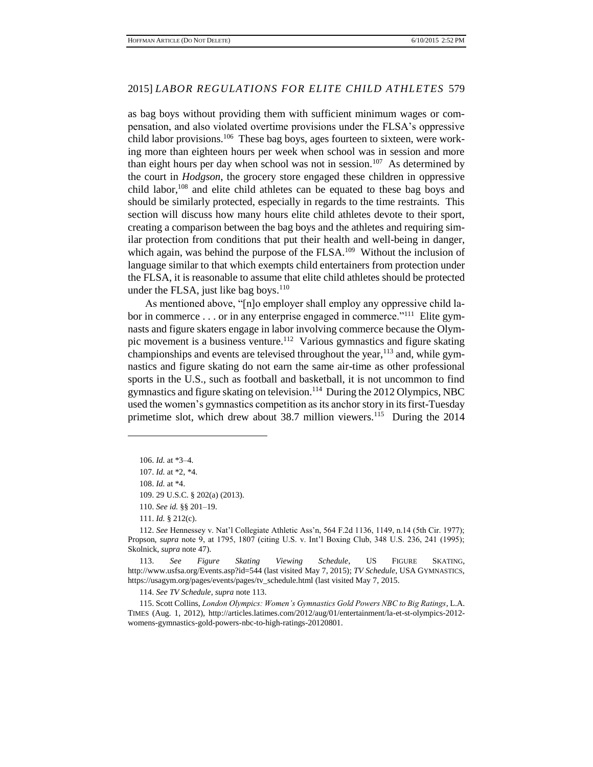as bag boys without providing them with sufficient minimum wages or compensation, and also violated overtime provisions under the FLSA's oppressive child labor provisions.[106] These bag boys, ages fourteen to sixteen, were working more than eighteen hours per week when school was in session and more than eight hours per day when school was not in session.[107] As determined by the court in *Hodgson*, the grocery store engaged these children in oppressive child labor,[108] and elite child athletes can be equated to these bag boys and should be similarly protected, especially in regards to the time restraints. This section will discuss how many hours elite child athletes devote to their sport, creating a comparison between the bag boys and the athletes and requiring similar protection from conditions that put their health and well-being in danger, which again, was behind the purpose of the FLSA.[109] Without the inclusion of language similar to that which exempts child entertainers from protection under the FLSA, it is reasonable to assume that elite child athletes should be protected under the FLSA, just like bag boys.[110]

As mentioned above, "[n]o employer shall employ any oppressive child labor in commerce . . . or in any enterprise engaged in commerce."[111] Elite gymnasts and figure skaters engage in labor involving commerce because the Olympic movement is a business venture.[112] Various gymnastics and figure skating championships and events are televised throughout the year,[113] and, while gymnastics and figure skating do not earn the same air-time as other professional sports in the U.S., such as football and basketball, it is not uncommon to find gymnastics and figure skating on television.[114] During the 2012 Olympics, NBC used the women's gymnastics competition as its anchor story in its first-Tuesday primetime slot, which drew about 38.7 million viewers.[115] During the 2014

---

106. *Id.* at *3–4.

107. *Id.* at *2, *4.

108. *Id.* at *4.

109. 29 U.S.C. § 202(a) (2013).

110. *See id.* §§ 201–19.

111. *Id.* § 212(c).

112. *See* Hennessey v. Nat'l Collegiate Athletic Ass'n, 564 F.2d 1136, 1149, n.14 (5th Cir. 1977); Propson, *supra* note 9, at 1795, 1807 (citing U.S. v. Int'l Boxing Club, 348 U.S. 236, 241 (1995); Skolnick, *supra* note 47).

113. *See Figure Skating Viewing Schedule*, US FIGURE SKATING, http://www.usfsa.org/Events.asp?id=544 (last visited May 7, 2015); *TV Schedule*, USA GYMNASTICS, https://usagym.org/pages/events/pages/tv_schedule.html (last visited May 7, 2015.

114. *See TV Schedule*, *supra* note 113.

115. Scott Collins, *London Olympics: Women's Gymnastics Gold Powers NBC to Big Ratings*, L.A. TIMES (Aug. 1, 2012), http://articles.latimes.com/2012/aug/01/entertainment/la-et-st-olympics-2012-womens-gymnastics-gold-powers-nbc-to-high-ratings-20120801.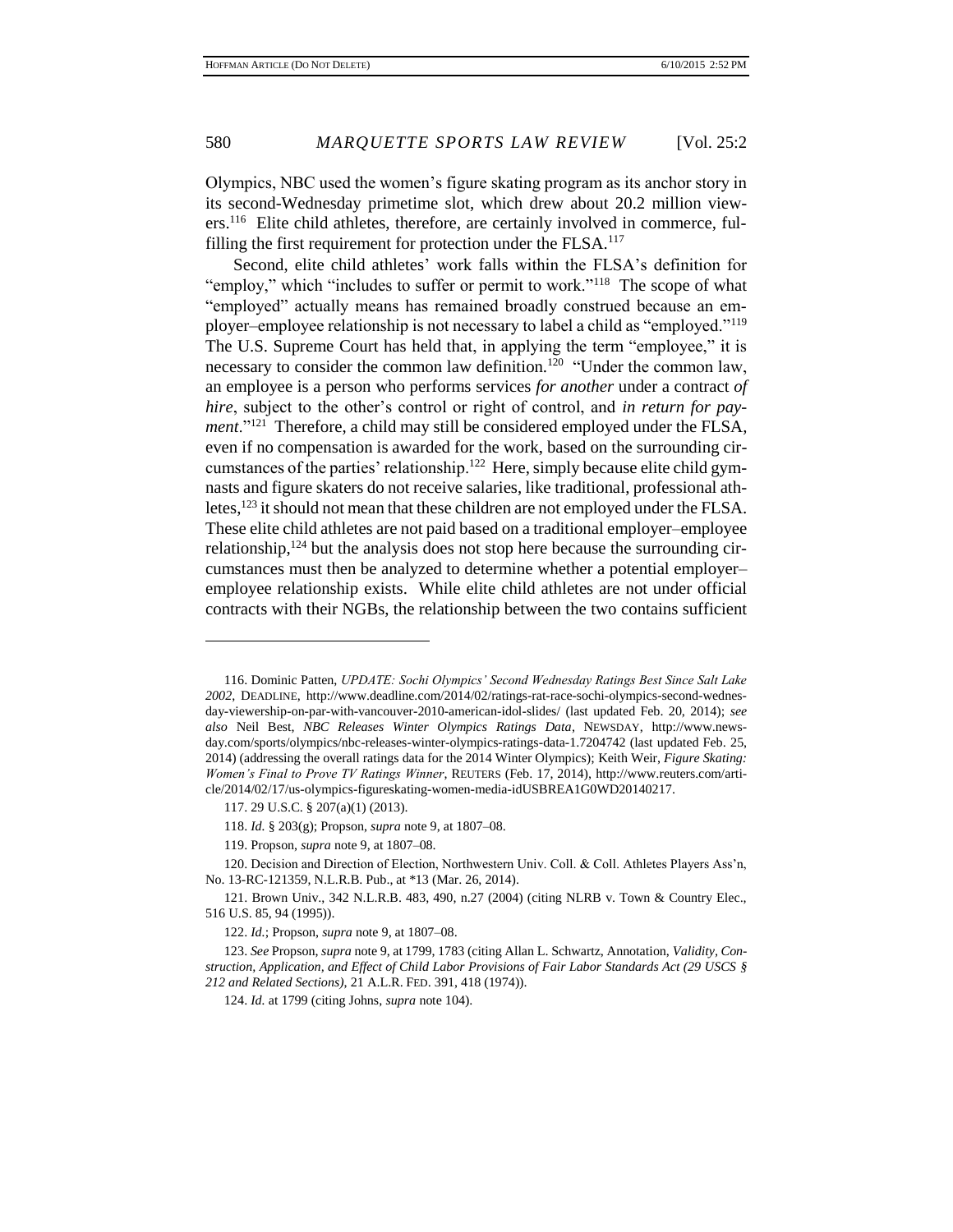Olympics, NBC used the women's figure skating program as its anchor story in its second-Wednesday primetime slot, which drew about 20.2 million viewers.[116] Elite child athletes, therefore, are certainly involved in commerce, fulfilling the first requirement for protection under the FLSA.[117]

Second, elite child athletes' work falls within the FLSA's definition for "employ," which "includes to suffer or permit to work."[118] The scope of what "employed" actually means has remained broadly construed because an employer–employee relationship is not necessary to label a child as "employed."[119] The U.S. Supreme Court has held that, in applying the term "employee," it is necessary to consider the common law definition.[120] "Under the common law, an employee is a person who performs services *for another* under a contract *of hire*, subject to the other's control or right of control, and *in return for payment*."[121] Therefore, a child may still be considered employed under the FLSA, even if no compensation is awarded for the work, based on the surrounding circumstances of the parties' relationship.[122] Here, simply because elite child gymnasts and figure skaters do not receive salaries, like traditional, professional athletes,[123] it should not mean that these children are not employed under the FLSA. These elite child athletes are not paid based on a traditional employer–employee relationship,[124] but the analysis does not stop here because the surrounding circumstances must then be analyzed to determine whether a potential employer–employee relationship exists. While elite child athletes are not under official contracts with their NGBs, the relationship between the two contains sufficient

---

116. Dominic Patten, *UPDATE: Sochi Olympics' Second Wednesday Ratings Best Since Salt Lake 2002*, DEADLINE, http://www.deadline.com/2014/02/ratings-rat-race-sochi-olympics-second-wednesday-viewership-on-par-with-vancouver-2010-american-idol-slides/ (last updated Feb. 20, 2014); *see also* Neil Best, *NBC Releases Winter Olympics Ratings Data*, NEWSDAY, http://www.newsday.com/sports/olympics/nbc-releases-winter-olympics-ratings-data-1.7204742 (last updated Feb. 25, 2014) (addressing the overall ratings data for the 2014 Winter Olympics); Keith Weir, *Figure Skating: Women's Final to Prove TV Ratings Winner*, REUTERS (Feb. 17, 2014), http://www.reuters.com/article/2014/02/17/us-olympics-figureskating-women-media-idUSBREA1G0WD20140217.

117. 29 U.S.C. § 207(a)(1) (2013).

118. *Id.* § 203(g); Propson, *supra* note 9, at 1807–08.

119. Propson, *supra* note 9, at 1807–08.

120. Decision and Direction of Election, Northwestern Univ. Coll. & Coll. Athletes Players Ass'n, No. 13-RC-121359, N.L.R.B. Pub., at *13 (Mar. 26, 2014).

121. Brown Univ., 342 N.L.R.B. 483, 490, n.27 (2004) (citing NLRB v. Town & Country Elec., 516 U.S. 85, 94 (1995)).

122. *Id.*; Propson, *supra* note 9, at 1807–08.

123. *See* Propson, *supra* note 9, at 1799, 1783 (citing Allan L. Schwartz, Annotation, *Validity, Construction, Application, and Effect of Child Labor Provisions of Fair Labor Standards Act (29 USCS § 212 and Related Sections)*, 21 A.L.R. FED. 391, 418 (1974)).

124. *Id.* at 1799 (citing Johns, *supra* note 104).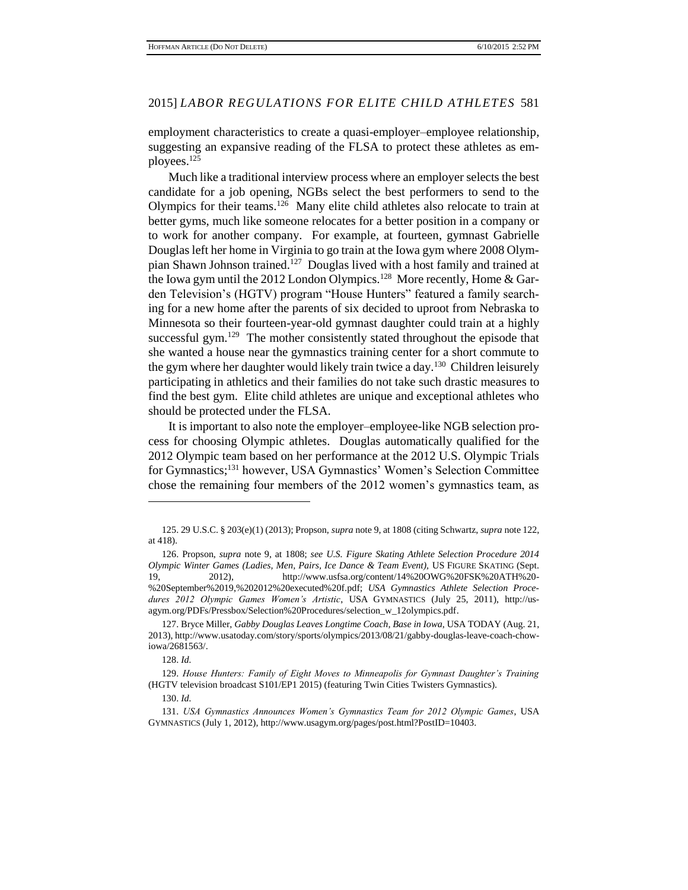employment characteristics to create a quasi-employer–employee relationship, suggesting an expansive reading of the FLSA to protect these athletes as employees.[125]

Much like a traditional interview process where an employer selects the best candidate for a job opening, NGBs select the best performers to send to the Olympics for their teams.[126] Many elite child athletes also relocate to train at better gyms, much like someone relocates for a better position in a company or to work for another company. For example, at fourteen, gymnast Gabrielle Douglas left her home in Virginia to go train at the Iowa gym where 2008 Olympian Shawn Johnson trained.[127] Douglas lived with a host family and trained at the Iowa gym until the 2012 London Olympics.[128] More recently, Home & Garden Television's (HGTV) program "House Hunters" featured a family searching for a new home after the parents of six decided to uproot from Nebraska to Minnesota so their fourteen-year-old gymnast daughter could train at a highly successful gym.[129] The mother consistently stated throughout the episode that she wanted a house near the gymnastics training center for a short commute to the gym where her daughter would likely train twice a day.[130] Children leisurely participating in athletics and their families do not take such drastic measures to find the best gym. Elite child athletes are unique and exceptional athletes who should be protected under the FLSA.

It is important to also note the employer–employee-like NGB selection process for choosing Olympic athletes. Douglas automatically qualified for the 2012 Olympic team based on her performance at the 2012 U.S. Olympic Trials for Gymnastics;[131] however, USA Gymnastics' Women's Selection Committee chose the remaining four members of the 2012 women's gymnastics team, as

---

125. 29 U.S.C. § 203(e)(1) (2013); Propson, *supra* note 9, at 1808 (citing Schwartz, *supra* note 122, at 418).

126. Propson, *supra* note 9, at 1808; *see U.S. Figure Skating Athlete Selection Procedure 2014 Olympic Winter Games (Ladies, Men, Pairs, Ice Dance & Team Event)*, US FIGURE SKATING (Sept. 19, 2012), http://www.usfsa.org/content/14%20OWG%20FSK%20ATH%20-%20September%2019,%202012%20executed%20f.pdf; *USA Gymnastics Athlete Selection Procedures 2012 Olympic Games Women's Artistic*, USA GYMNASTICS (July 25, 2011), http://usagym.org/PDFs/Pressbox/Selection%20Procedures/selection_w_12olympics.pdf.

127. Bryce Miller, *Gabby Douglas Leaves Longtime Coach, Base in Iowa*, USA TODAY (Aug. 21, 2013), http://www.usatoday.com/story/sports/olympics/2013/08/21/gabby-douglas-leave-coach-chow-iowa/2681563/.

128. *Id.*

129. *House Hunters: Family of Eight Moves to Minneapolis for Gymnast Daughter's Training* (HGTV television broadcast S101/EP1 2015) (featuring Twin Cities Twisters Gymnastics).

130. *Id.*

131. *USA Gymnastics Announces Women's Gymnastics Team for 2012 Olympic Games*, USA GYMNASTICS (July 1, 2012), http://www.usagym.org/pages/post.html?PostID=10403.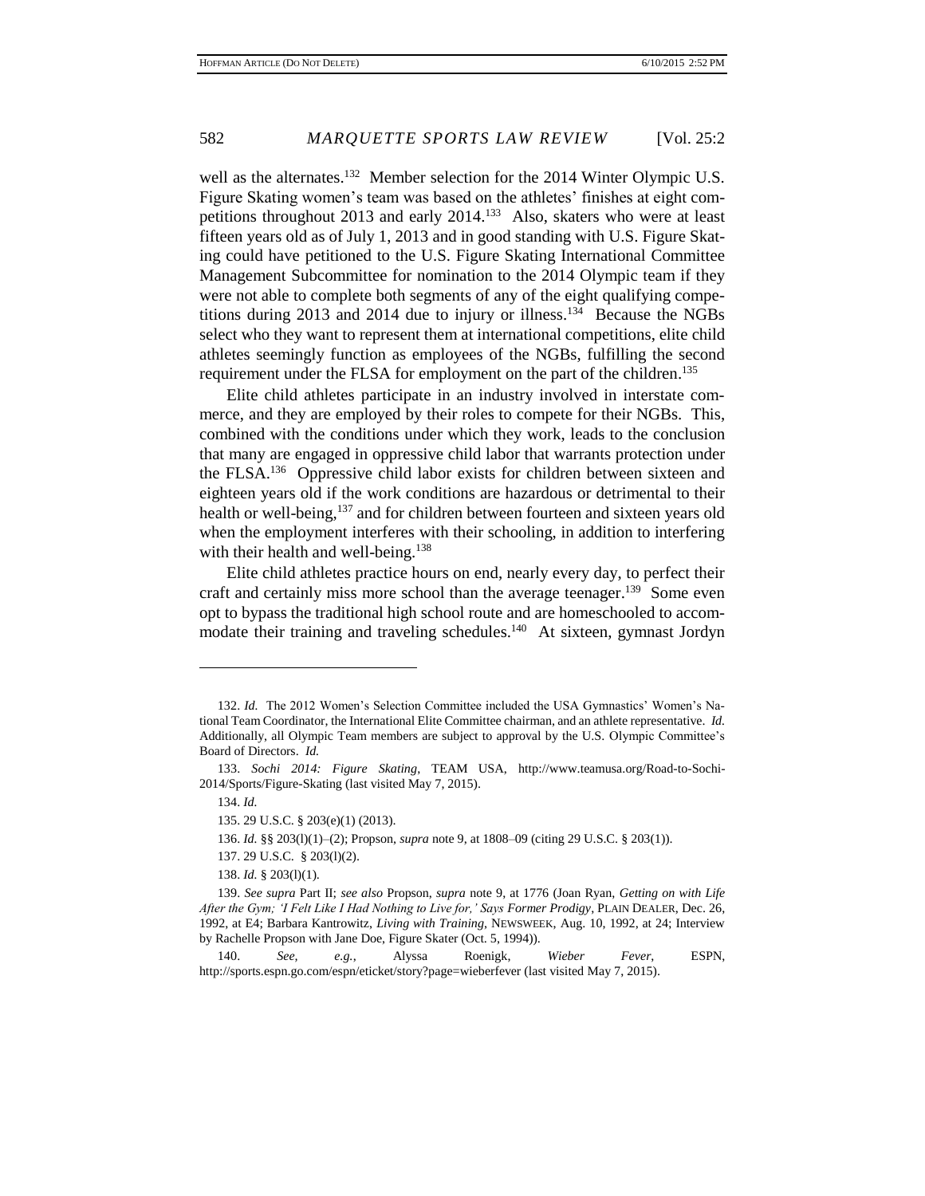well as the alternates.[132] Member selection for the 2014 Winter Olympic U.S. Figure Skating women's team was based on the athletes' finishes at eight competitions throughout 2013 and early 2014.[133] Also, skaters who were at least fifteen years old as of July 1, 2013 and in good standing with U.S. Figure Skating could have petitioned to the U.S. Figure Skating International Committee Management Subcommittee for nomination to the 2014 Olympic team if they were not able to complete both segments of any of the eight qualifying competitions during 2013 and 2014 due to injury or illness.[134] Because the NGBs select who they want to represent them at international competitions, elite child athletes seemingly function as employees of the NGBs, fulfilling the second requirement under the FLSA for employment on the part of the children.[135]

Elite child athletes participate in an industry involved in interstate commerce, and they are employed by their roles to compete for their NGBs. This, combined with the conditions under which they work, leads to the conclusion that many are engaged in oppressive child labor that warrants protection under the FLSA.[136] Oppressive child labor exists for children between sixteen and eighteen years old if the work conditions are hazardous or detrimental to their health or well-being,[137] and for children between fourteen and sixteen years old when the employment interferes with their schooling, in addition to interfering with their health and well-being.[138]

Elite child athletes practice hours on end, nearly every day, to perfect their craft and certainly miss more school than the average teenager.[139] Some even opt to bypass the traditional high school route and are homeschooled to accommodate their training and traveling schedules.[140] At sixteen, gymnast Jordyn

---

132. *Id.* The 2012 Women's Selection Committee included the USA Gymnastics' Women's National Team Coordinator, the International Elite Committee chairman, and an athlete representative. *Id.* Additionally, all Olympic Team members are subject to approval by the U.S. Olympic Committee's Board of Directors. *Id.*

133. *Sochi 2014: Figure Skating*, TEAM USA, http://www.teamusa.org/Road-to-Sochi-2014/Sports/Figure-Skating (last visited May 7, 2015).

134. *Id.*

135. 29 U.S.C. § 203(e)(1) (2013).

136. *Id.* §§ 203(l)(1)–(2); Propson, *supra* note 9, at 1808–09 (citing 29 U.S.C. § 203(1)).

137. 29 U.S.C. § 203(l)(2).

138. *Id.* § 203(l)(1).

139. *See supra* Part II; *see also* Propson, *supra* note 9, at 1776 (Joan Ryan, *Getting on with Life After the Gym; 'I Felt Like I Had Nothing to Live for,' Says Former Prodigy*, PLAIN DEALER, Dec. 26, 1992, at E4; Barbara Kantrowitz, *Living with Training*, NEWSWEEK, Aug. 10, 1992, at 24; Interview by Rachelle Propson with Jane Doe, Figure Skater (Oct. 5, 1994)).

140. *See, e.g.*, Alyssa Roenigk, *Wieber Fever*, ESPN, http://sports.espn.go.com/espn/eticket/story?page=wieberfever (last visited May 7, 2015).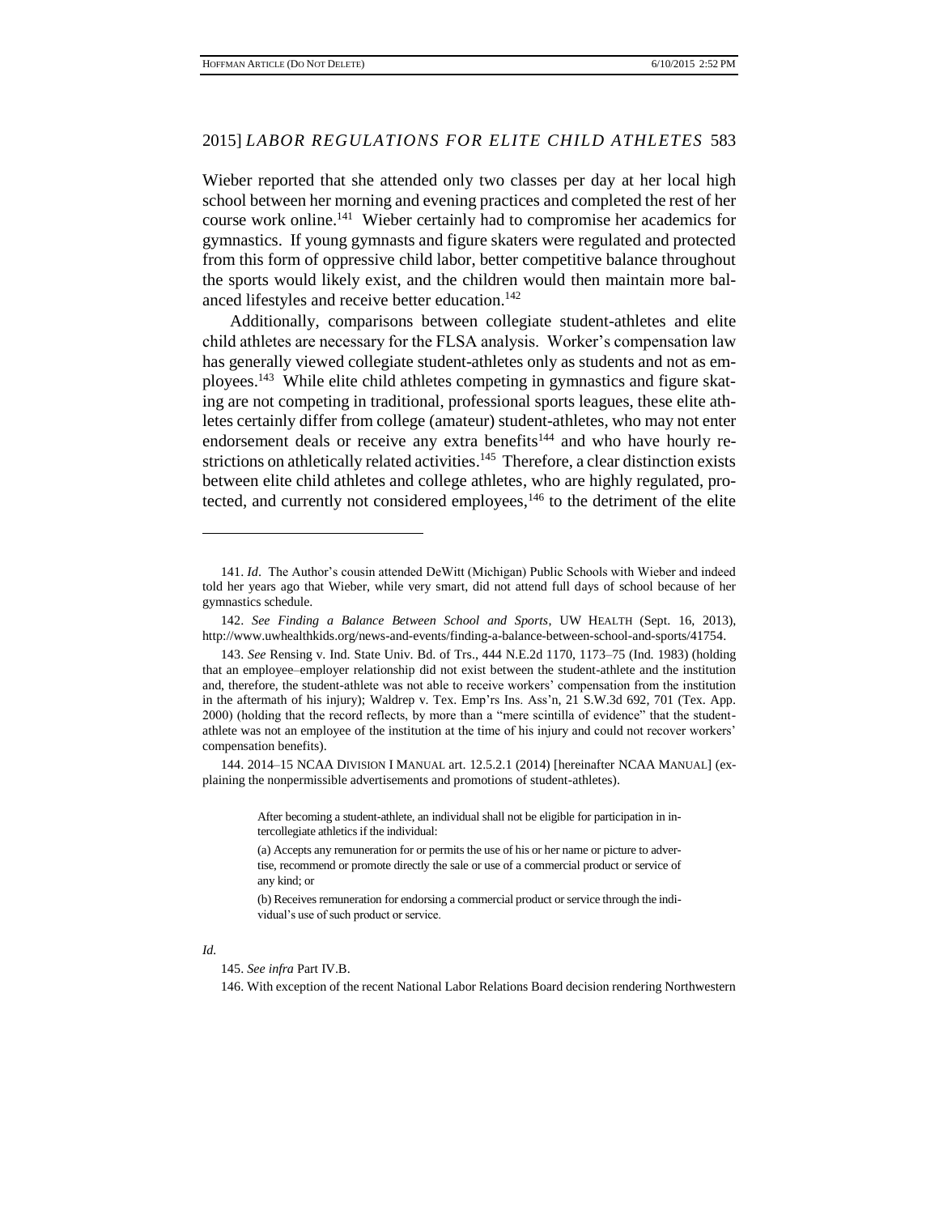Wieber reported that she attended only two classes per day at her local high school between her morning and evening practices and completed the rest of her course work online.[141] Wieber certainly had to compromise her academics for gymnastics. If young gymnasts and figure skaters were regulated and protected from this form of oppressive child labor, better competitive balance throughout the sports would likely exist, and the children would then maintain more balanced lifestyles and receive better education.[142]

Additionally, comparisons between collegiate student-athletes and elite child athletes are necessary for the FLSA analysis. Worker's compensation law has generally viewed collegiate student-athletes only as students and not as employees.[143] While elite child athletes competing in gymnastics and figure skating are not competing in traditional, professional sports leagues, these elite athletes certainly differ from college (amateur) student-athletes, who may not enter endorsement deals or receive any extra benefits[144] and who have hourly restrictions on athletically related activities.[145] Therefore, a clear distinction exists between elite child athletes and college athletes, who are highly regulated, protected, and currently not considered employees,[146] to the detriment of the elite

---

141. *Id*. The Author's cousin attended DeWitt (Michigan) Public Schools with Wieber and indeed told her years ago that Wieber, while very smart, did not attend full days of school because of her gymnastics schedule.

142. *See Finding a Balance Between School and Sports*, UW HEALTH (Sept. 16, 2013), http://www.uwhealthkids.org/news-and-events/finding-a-balance-between-school-and-sports/41754.

143. *See* Rensing v. Ind. State Univ. Bd. of Trs., 444 N.E.2d 1170, 1173–75 (Ind. 1983) (holding that an employee–employer relationship did not exist between the student-athlete and the institution and, therefore, the student-athlete was not able to receive workers' compensation from the institution in the aftermath of his injury); Waldrep v. Tex. Emp'rs Ins. Ass'n, 21 S.W.3d 692, 701 (Tex. App. 2000) (holding that the record reflects, by more than a "mere scintilla of evidence" that the student-athlete was not an employee of the institution at the time of his injury and could not recover workers' compensation benefits).

144. 2014–15 NCAA DIVISION I MANUAL art. 12.5.2.1 (2014) [hereinafter NCAA MANUAL] (explaining the nonpermissible advertisements and promotions of student-athletes).

> After becoming a student-athlete, an individual shall not be eligible for participation in intercollegiate athletics if the individual:
>
> (a) Accepts any remuneration for or permits the use of his or her name or picture to advertise, recommend or promote directly the sale or use of a commercial product or service of any kind; or
>
> (b) Receives remuneration for endorsing a commercial product or service through the individual's use of such product or service.

*Id.*

145. *See infra* Part IV.B.

146. With exception of the recent National Labor Relations Board decision rendering Northwestern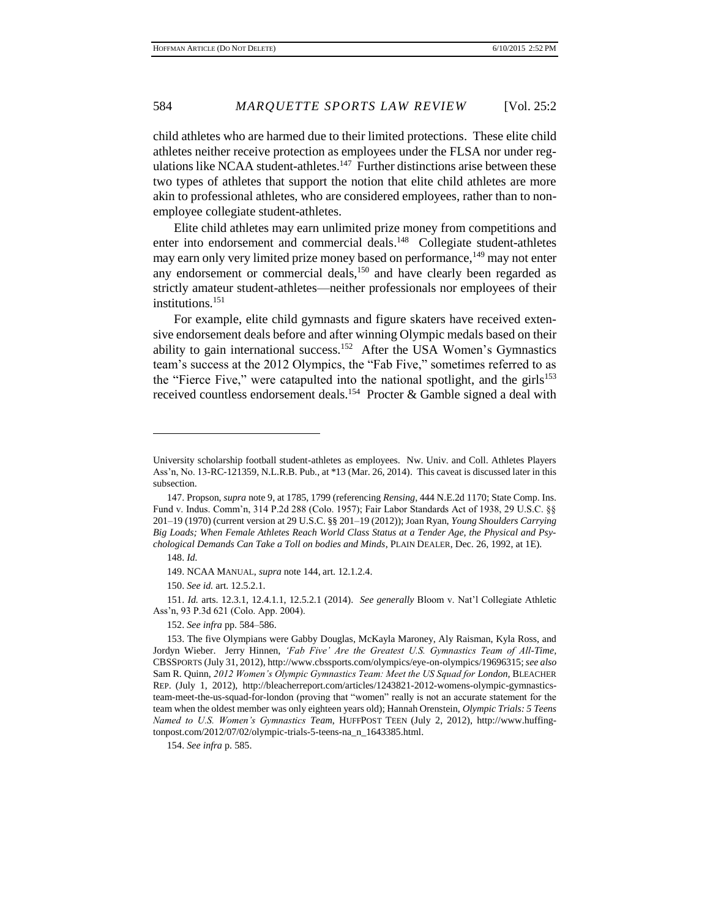child athletes who are harmed due to their limited protections. These elite child athletes neither receive protection as employees under the FLSA nor under regulations like NCAA student-athletes.[147] Further distinctions arise between these two types of athletes that support the notion that elite child athletes are more akin to professional athletes, who are considered employees, rather than to non-employee collegiate student-athletes.

Elite child athletes may earn unlimited prize money from competitions and enter into endorsement and commercial deals.[148] Collegiate student-athletes may earn only very limited prize money based on performance,[149] may not enter any endorsement or commercial deals,[150] and have clearly been regarded as strictly amateur student-athletes—neither professionals nor employees of their institutions.[151]

For example, elite child gymnasts and figure skaters have received extensive endorsement deals before and after winning Olympic medals based on their ability to gain international success.[152] After the USA Women's Gymnastics team's success at the 2012 Olympics, the "Fab Five," sometimes referred to as the "Fierce Five," were catapulted into the national spotlight, and the girls[153] received countless endorsement deals.[154] Procter & Gamble signed a deal with

---

University scholarship football student-athletes as employees. Nw. Univ. and Coll. Athletes Players Ass'n, No. 13-RC-121359, N.L.R.B. Pub., at *13 (Mar. 26, 2014). This caveat is discussed later in this subsection.

147. Propson, *supra* note 9, at 1785, 1799 (referencing *Rensing*, 444 N.E.2d 1170; State Comp. Ins. Fund v. Indus. Comm'n, 314 P.2d 288 (Colo. 1957); Fair Labor Standards Act of 1938, 29 U.S.C. §§ 201–19 (1970) (current version at 29 U.S.C. §§ 201–19 (2012)); Joan Ryan, *Young Shoulders Carrying Big Loads; When Female Athletes Reach World Class Status at a Tender Age, the Physical and Psychological Demands Can Take a Toll on bodies and Minds*, PLAIN DEALER, Dec. 26, 1992, at 1E).

148. *Id.*

149. NCAA MANUAL, *supra* note 144, art. 12.1.2.4.

150. *See id.* art. 12.5.2.1.

151. *Id.* arts. 12.3.1, 12.4.1.1, 12.5.2.1 (2014). *See generally* Bloom v. Nat'l Collegiate Athletic Ass'n, 93 P.3d 621 (Colo. App. 2004).

152. *See infra* pp. 584–586.

153. The five Olympians were Gabby Douglas, McKayla Maroney, Aly Raisman, Kyla Ross, and Jordyn Wieber. Jerry Hinnen, *'Fab Five' Are the Greatest U.S. Gymnastics Team of All-Time*, CBSSPORTS (July 31, 2012), http://www.cbssports.com/olympics/eye-on-olympics/19696315; *see also* Sam R. Quinn, *2012 Women's Olympic Gymnastics Team: Meet the US Squad for London*, BLEACHER REP. (July 1, 2012), http://bleacherreport.com/articles/1243821-2012-womens-olympic-gymnastics-team-meet-the-us-squad-for-london (proving that "women" really is not an accurate statement for the team when the oldest member was only eighteen years old); Hannah Orenstein, *Olympic Trials: 5 Teens Named to U.S. Women's Gymnastics Team*, HUFFPOST TEEN (July 2, 2012), http://www.huffingtonpost.com/2012/07/02/olympic-trials-5-teens-na_n_1643385.html.

154. *See infra* p. 585.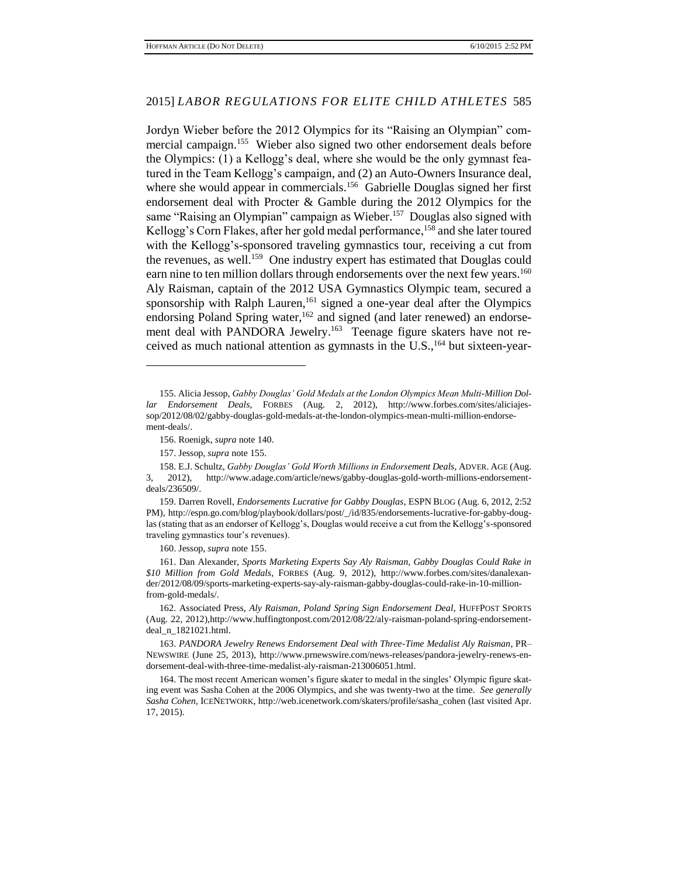Jordyn Wieber before the 2012 Olympics for its "Raising an Olympian" commercial campaign.[155] Wieber also signed two other endorsement deals before the Olympics: (1) a Kellogg's deal, where she would be the only gymnast featured in the Team Kellogg's campaign, and (2) an Auto-Owners Insurance deal, where she would appear in commercials.[156] Gabrielle Douglas signed her first endorsement deal with Procter & Gamble during the 2012 Olympics for the same "Raising an Olympian" campaign as Wieber.[157] Douglas also signed with Kellogg's Corn Flakes, after her gold medal performance,[158] and she later toured with the Kellogg's-sponsored traveling gymnastics tour, receiving a cut from the revenues, as well.[159] One industry expert has estimated that Douglas could earn nine to ten million dollars through endorsements over the next few years.[160] Aly Raisman, captain of the 2012 USA Gymnastics Olympic team, secured a sponsorship with Ralph Lauren,[161] signed a one-year deal after the Olympics endorsing Poland Spring water,[162] and signed (and later renewed) an endorsement deal with PANDORA Jewelry.[163] Teenage figure skaters have not received as much national attention as gymnasts in the U.S.,[164] but sixteen-year-

---

155. Alicia Jessop, *Gabby Douglas' Gold Medals at the London Olympics Mean Multi-Million Dollar Endorsement Deals*, FORBES (Aug. 2, 2012), http://www.forbes.com/sites/aliciajessop/2012/08/02/gabby-douglas-gold-medals-at-the-london-olympics-mean-multi-million-endorsement-deals/.

156. Roenigk, *supra* note 140.

157. Jessop, *supra* note 155.

158. E.J. Schultz, *Gabby Douglas' Gold Worth Millions in Endorsement Deals*, ADVER. AGE (Aug. 3, 2012), http://www.adage.com/article/news/gabby-douglas-gold-worth-millions-endorsement-deals/236509/.

159. Darren Rovell, *Endorsements Lucrative for Gabby Douglas*, ESPN BLOG (Aug. 6, 2012, 2:52 PM), http://espn.go.com/blog/playbook/dollars/post/_/id/835/endorsements-lucrative-for-gabby-douglas (stating that as an endorser of Kellogg's, Douglas would receive a cut from the Kellogg's-sponsored traveling gymnastics tour's revenues).

160. Jessop, *supra* note 155.

161. Dan Alexander, *Sports Marketing Experts Say Aly Raisman, Gabby Douglas Could Rake in $10 Million from Gold Medals*, FORBES (Aug. 9, 2012), http://www.forbes.com/sites/danalexander/2012/08/09/sports-marketing-experts-say-aly-raisman-gabby-douglas-could-rake-in-10-million-from-gold-medals/.

162. Associated Press, *Aly Raisman, Poland Spring Sign Endorsement Deal*, HUFFPOST SPORTS (Aug. 22, 2012),http://www.huffingtonpost.com/2012/08/22/aly-raisman-poland-spring-endorsement-deal_n_1821021.html.

163. *PANDORA Jewelry Renews Endorsement Deal with Three-Time Medalist Aly Raisman*, PR–NEWSWIRE (June 25, 2013), http://www.prnewswire.com/news-releases/pandora-jewelry-renews-endorsement-deal-with-three-time-medalist-aly-raisman-213006051.html.

164. The most recent American women's figure skater to medal in the singles' Olympic figure skating event was Sasha Cohen at the 2006 Olympics, and she was twenty-two at the time. *See generally Sasha Cohen*, ICENETWORK, http://web.icenetwork.com/skaters/profile/sasha_cohen (last visited Apr. 17, 2015).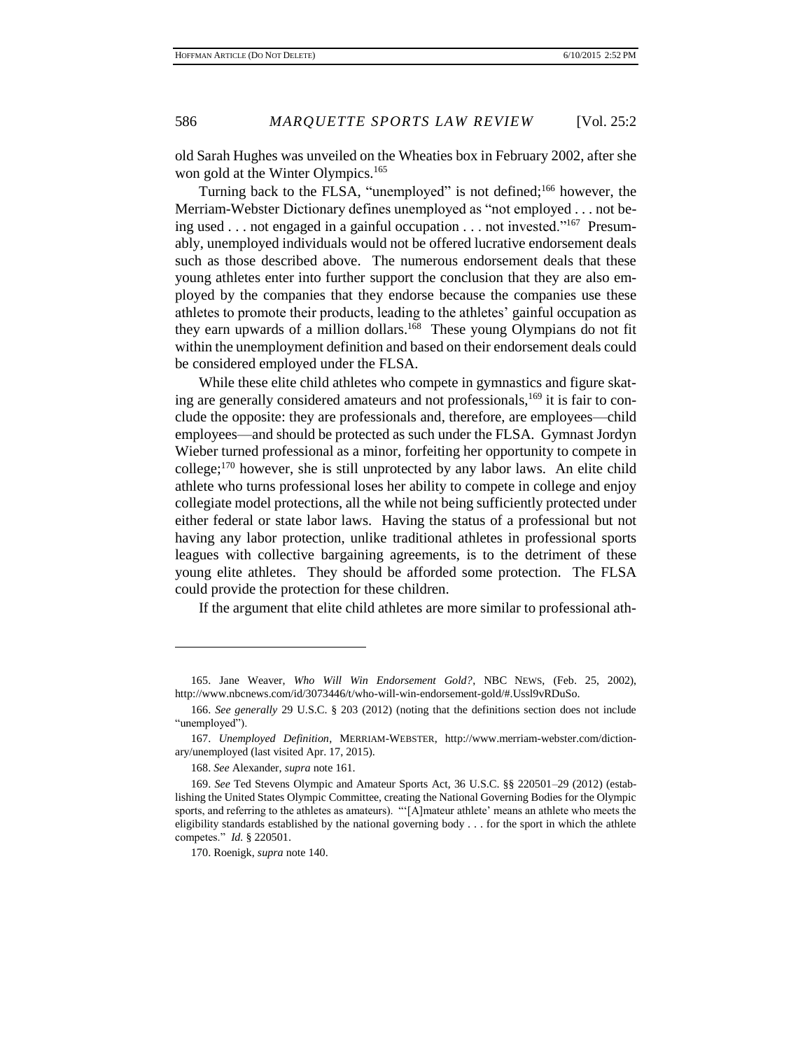old Sarah Hughes was unveiled on the Wheaties box in February 2002, after she won gold at the Winter Olympics.[165]

Turning back to the FLSA, "unemployed" is not defined;[166] however, the Merriam-Webster Dictionary defines unemployed as "not employed . . . not being used . . . not engaged in a gainful occupation . . . not invested."[167] Presumably, unemployed individuals would not be offered lucrative endorsement deals such as those described above. The numerous endorsement deals that these young athletes enter into further support the conclusion that they are also employed by the companies that they endorse because the companies use these athletes to promote their products, leading to the athletes' gainful occupation as they earn upwards of a million dollars.[168] These young Olympians do not fit within the unemployment definition and based on their endorsement deals could be considered employed under the FLSA.

While these elite child athletes who compete in gymnastics and figure skating are generally considered amateurs and not professionals,[169] it is fair to conclude the opposite: they are professionals and, therefore, are employees—child employees—and should be protected as such under the FLSA. Gymnast Jordyn Wieber turned professional as a minor, forfeiting her opportunity to compete in college;[170] however, she is still unprotected by any labor laws. An elite child athlete who turns professional loses her ability to compete in college and enjoy collegiate model protections, all the while not being sufficiently protected under either federal or state labor laws. Having the status of a professional but not having any labor protection, unlike traditional athletes in professional sports leagues with collective bargaining agreements, is to the detriment of these young elite athletes. They should be afforded some protection. The FLSA could provide the protection for these children.

If the argument that elite child athletes are more similar to professional ath-

---

165. Jane Weaver, *Who Will Win Endorsement Gold?*, NBC NEWS, (Feb. 25, 2002), http://www.nbcnews.com/id/3073446/t/who-will-win-endorsement-gold/#.Ussl9vRDuSo.

166. *See generally* 29 U.S.C. § 203 (2012) (noting that the definitions section does not include "unemployed").

167. *Unemployed Definition*, MERRIAM-WEBSTER, http://www.merriam-webster.com/dictionary/unemployed (last visited Apr. 17, 2015).

168. *See* Alexander, *supra* note 161.

169. *See* Ted Stevens Olympic and Amateur Sports Act, 36 U.S.C. §§ 220501–29 (2012) (establishing the United States Olympic Committee, creating the National Governing Bodies for the Olympic sports, and referring to the athletes as amateurs). "'[A]mateur athlete' means an athlete who meets the eligibility standards established by the national governing body . . . for the sport in which the athlete competes." *Id.* § 220501.

170. Roenigk, *supra* note 140.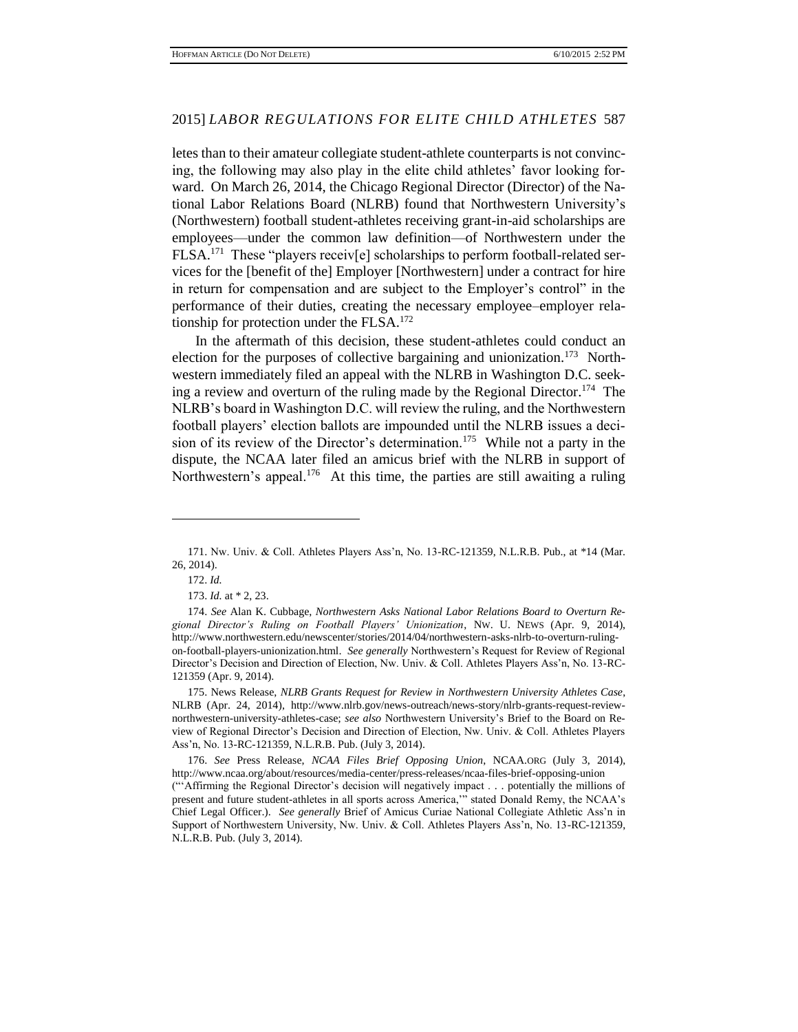letes than to their amateur collegiate student-athlete counterparts is not convincing, the following may also play in the elite child athletes' favor looking forward. On March 26, 2014, the Chicago Regional Director (Director) of the National Labor Relations Board (NLRB) found that Northwestern University's (Northwestern) football student-athletes receiving grant-in-aid scholarships are employees—under the common law definition—of Northwestern under the FLSA.[171] These "players receiv[e] scholarships to perform football-related services for the [benefit of the] Employer [Northwestern] under a contract for hire in return for compensation and are subject to the Employer's control" in the performance of their duties, creating the necessary employee–employer relationship for protection under the FLSA.[172]

In the aftermath of this decision, these student-athletes could conduct an election for the purposes of collective bargaining and unionization.[173] Northwestern immediately filed an appeal with the NLRB in Washington D.C. seeking a review and overturn of the ruling made by the Regional Director.[174] The NLRB's board in Washington D.C. will review the ruling, and the Northwestern football players' election ballots are impounded until the NLRB issues a decision of its review of the Director's determination.[175] While not a party in the dispute, the NCAA later filed an amicus brief with the NLRB in support of Northwestern's appeal.[176] At this time, the parties are still awaiting a ruling

---

171. Nw. Univ. & Coll. Athletes Players Ass'n, No. 13-RC-121359, N.L.R.B. Pub., at *14 (Mar. 26, 2014).

172. *Id.*

173. *Id.* at * 2, 23.

174. *See* Alan K. Cubbage, *Northwestern Asks National Labor Relations Board to Overturn Regional Director's Ruling on Football Players' Unionization*, NW. U. NEWS (Apr. 9, 2014), http://www.northwestern.edu/newscenter/stories/2014/04/northwestern-asks-nlrb-to-overturn-ruling-on-football-players-unionization.html. *See generally* Northwestern's Request for Review of Regional Director's Decision and Direction of Election, Nw. Univ. & Coll. Athletes Players Ass'n, No. 13-RC-121359 (Apr. 9, 2014).

175. News Release, *NLRB Grants Request for Review in Northwestern University Athletes Case*, NLRB (Apr. 24, 2014), http://www.nlrb.gov/news-outreach/news-story/nlrb-grants-request-review-northwestern-university-athletes-case; *see also* Northwestern University's Brief to the Board on Review of Regional Director's Decision and Direction of Election, Nw. Univ. & Coll. Athletes Players Ass'n, No. 13-RC-121359, N.L.R.B. Pub. (July 3, 2014).

176. *See* Press Release, *NCAA Files Brief Opposing Union*, NCAA.ORG (July 3, 2014), http://www.ncaa.org/about/resources/media-center/press-releases/ncaa-files-brief-opposing-union ("'Affirming the Regional Director's decision will negatively impact . . . potentially the millions of present and future student-athletes in all sports across America,'" stated Donald Remy, the NCAA's Chief Legal Officer.). *See generally* Brief of Amicus Curiae National Collegiate Athletic Ass'n in Support of Northwestern University, Nw. Univ. & Coll. Athletes Players Ass'n, No. 13-RC-121359, N.L.R.B. Pub. (July 3, 2014).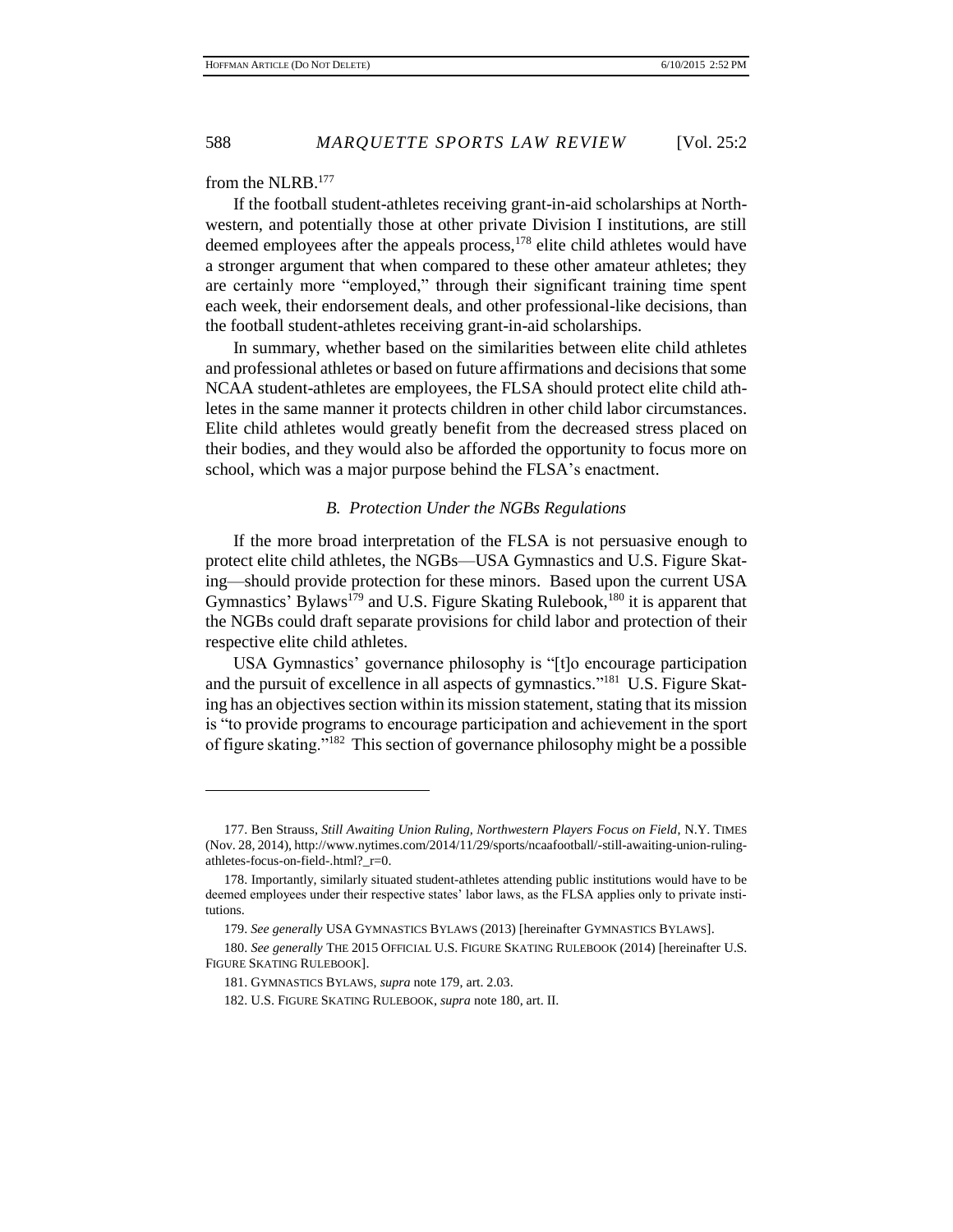from the NLRB.[177]

If the football student-athletes receiving grant-in-aid scholarships at Northwestern, and potentially those at other private Division I institutions, are still deemed employees after the appeals process,[178] elite child athletes would have a stronger argument that when compared to these other amateur athletes; they are certainly more "employed," through their significant training time spent each week, their endorsement deals, and other professional-like decisions, than the football student-athletes receiving grant-in-aid scholarships.

In summary, whether based on the similarities between elite child athletes and professional athletes or based on future affirmations and decisions that some NCAA student-athletes are employees, the FLSA should protect elite child athletes in the same manner it protects children in other child labor circumstances. Elite child athletes would greatly benefit from the decreased stress placed on their bodies, and they would also be afforded the opportunity to focus more on school, which was a major purpose behind the FLSA's enactment.

### *B. Protection Under the NGBs Regulations*

If the more broad interpretation of the FLSA is not persuasive enough to protect elite child athletes, the NGBs—USA Gymnastics and U.S. Figure Skating—should provide protection for these minors. Based upon the current USA Gymnastics' Bylaws[179] and U.S. Figure Skating Rulebook,[180] it is apparent that the NGBs could draft separate provisions for child labor and protection of their respective elite child athletes.

USA Gymnastics' governance philosophy is "[t]o encourage participation and the pursuit of excellence in all aspects of gymnastics."[181] U.S. Figure Skating has an objectives section within its mission statement, stating that its mission is "to provide programs to encourage participation and achievement in the sport of figure skating."[182] This section of governance philosophy might be a possible

---

177. Ben Strauss, *Still Awaiting Union Ruling, Northwestern Players Focus on Field*, N.Y. TIMES (Nov. 28, 2014), http://www.nytimes.com/2014/11/29/sports/ncaafootball/-still-awaiting-union-ruling-athletes-focus-on-field-.html?_r=0.

178. Importantly, similarly situated student-athletes attending public institutions would have to be deemed employees under their respective states' labor laws, as the FLSA applies only to private institutions.

179. *See generally* USA GYMNASTICS BYLAWS (2013) [hereinafter GYMNASTICS BYLAWS].

180. *See generally* THE 2015 OFFICIAL U.S. FIGURE SKATING RULEBOOK (2014) [hereinafter U.S. FIGURE SKATING RULEBOOK].

181. GYMNASTICS BYLAWS, *supra* note 179, art. 2.03.

182. U.S. FIGURE SKATING RULEBOOK, *supra* note 180, art. II.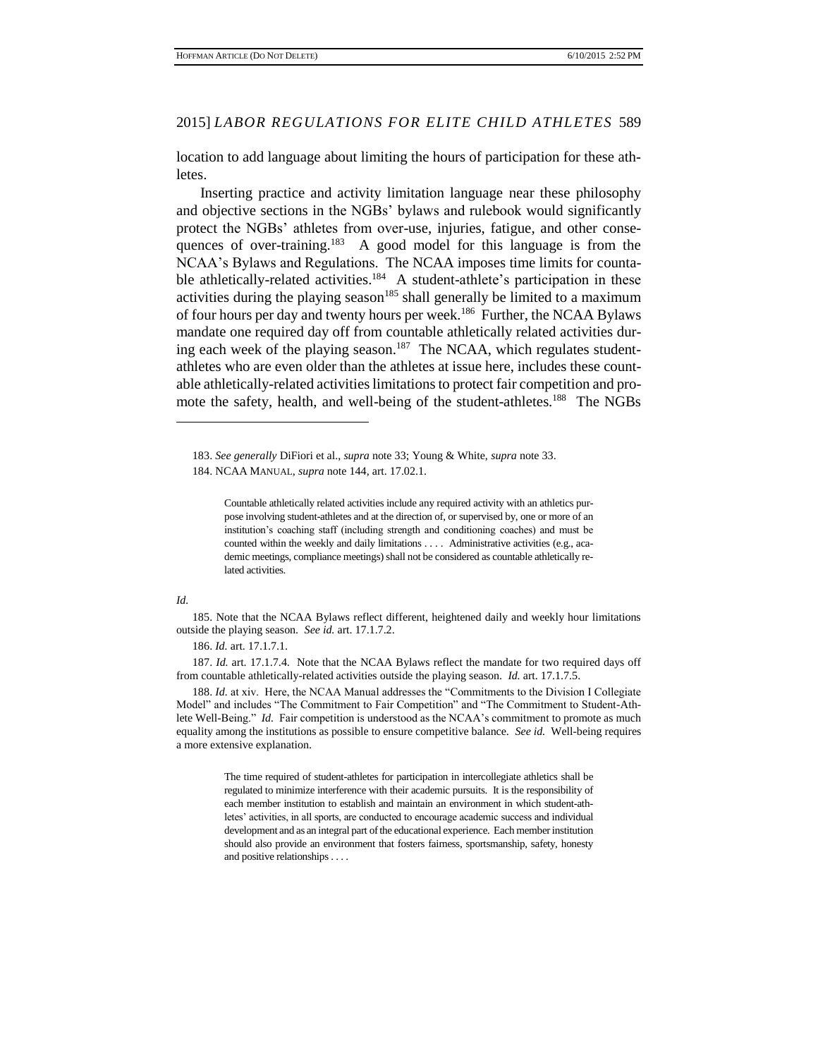location to add language about limiting the hours of participation for these athletes.

Inserting practice and activity limitation language near these philosophy and objective sections in the NGBs' bylaws and rulebook would significantly protect the NGBs' athletes from over-use, injuries, fatigue, and other consequences of over-training.[183] A good model for this language is from the NCAA's Bylaws and Regulations. The NCAA imposes time limits for countable athletically-related activities.[184] A student-athlete's participation in these activities during the playing season[185] shall generally be limited to a maximum of four hours per day and twenty hours per week.[186] Further, the NCAA Bylaws mandate one required day off from countable athletically related activities during each week of the playing season.[187] The NCAA, which regulates student-athletes who are even older than the athletes at issue here, includes these countable athletically-related activities limitations to protect fair competition and promote the safety, health, and well-being of the student-athletes.[188] The NGBs

---

183. *See generally* DiFiori et al., *supra* note 33; Young & White, *supra* note 33.

184. NCAA MANUAL, *supra* note 144, art. 17.02.1.

> Countable athletically related activities include any required activity with an athletics purpose involving student-athletes and at the direction of, or supervised by, one or more of an institution's coaching staff (including strength and conditioning coaches) and must be counted within the weekly and daily limitations . . . . Administrative activities (e.g., academic meetings, compliance meetings) shall not be considered as countable athletically related activities.

*Id.*

185. Note that the NCAA Bylaws reflect different, heightened daily and weekly hour limitations outside the playing season. *See id.* art. 17.1.7.2.

186. *Id.* art. 17.1.7.1.

187. *Id.* art. 17.1.7.4. Note that the NCAA Bylaws reflect the mandate for two required days off from countable athletically-related activities outside the playing season. *Id.* art. 17.1.7.5.

188. *Id.* at xiv. Here, the NCAA Manual addresses the "Commitments to the Division I Collegiate Model" and includes "The Commitment to Fair Competition" and "The Commitment to Student-Athlete Well-Being." *Id.* Fair competition is understood as the NCAA's commitment to promote as much equality among the institutions as possible to ensure competitive balance. *See id.* Well-being requires a more extensive explanation.

> The time required of student-athletes for participation in intercollegiate athletics shall be regulated to minimize interference with their academic pursuits. It is the responsibility of each member institution to establish and maintain an environment in which student-athletes' activities, in all sports, are conducted to encourage academic success and individual development and as an integral part of the educational experience. Each member institution should also provide an environment that fosters fairness, sportsmanship, safety, honesty and positive relationships . . . .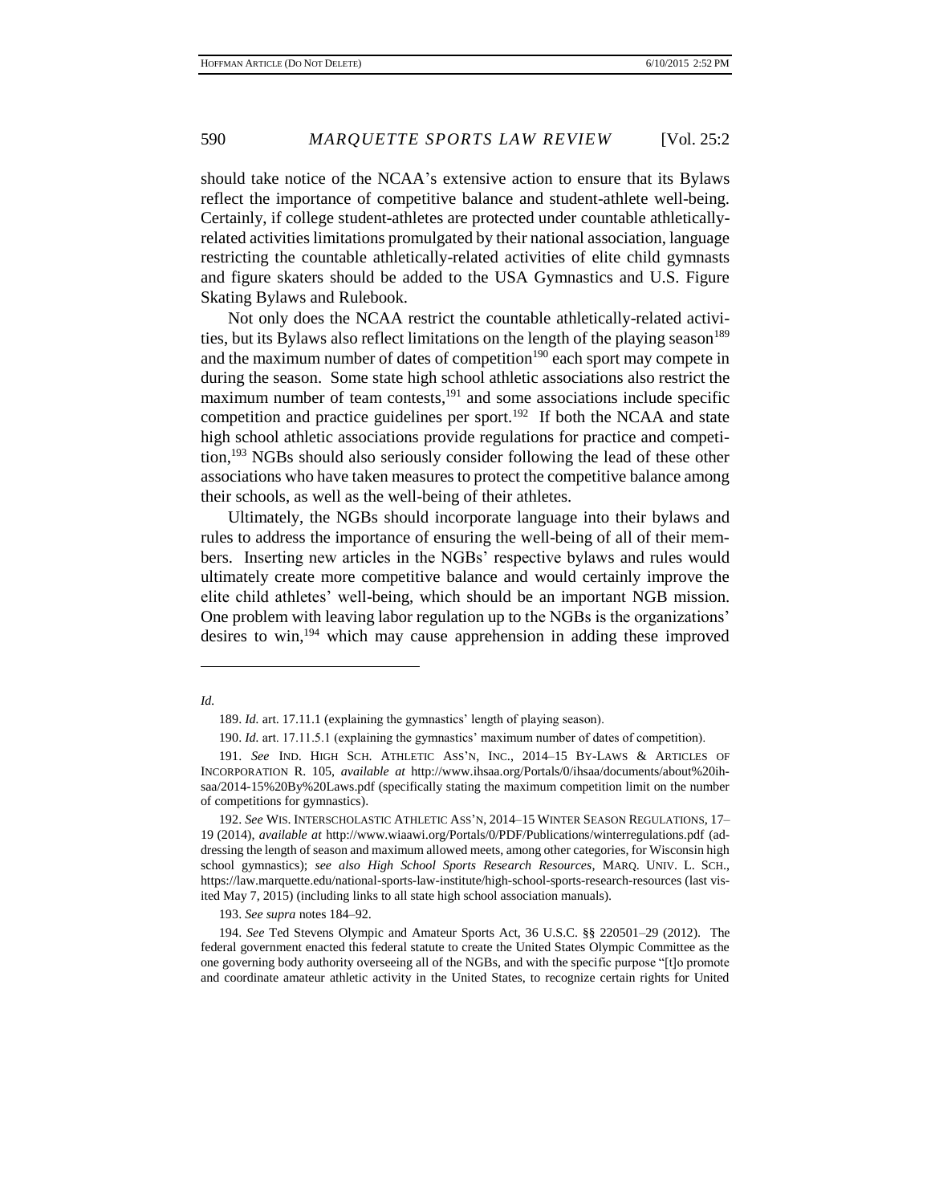should take notice of the NCAA's extensive action to ensure that its Bylaws reflect the importance of competitive balance and student-athlete well-being. Certainly, if college student-athletes are protected under countable athletically-related activities limitations promulgated by their national association, language restricting the countable athletically-related activities of elite child gymnasts and figure skaters should be added to the USA Gymnastics and U.S. Figure Skating Bylaws and Rulebook.

Not only does the NCAA restrict the countable athletically-related activities, but its Bylaws also reflect limitations on the length of the playing season[189] and the maximum number of dates of competition[190] each sport may compete in during the season. Some state high school athletic associations also restrict the maximum number of team contests,[191] and some associations include specific competition and practice guidelines per sport.[192] If both the NCAA and state high school athletic associations provide regulations for practice and competition,[193] NGBs should also seriously consider following the lead of these other associations who have taken measures to protect the competitive balance among their schools, as well as the well-being of their athletes.

Ultimately, the NGBs should incorporate language into their bylaws and rules to address the importance of ensuring the well-being of all of their members. Inserting new articles in the NGBs' respective bylaws and rules would ultimately create more competitive balance and would certainly improve the elite child athletes' well-being, which should be an important NGB mission. One problem with leaving labor regulation up to the NGBs is the organizations' desires to win,[194] which may cause apprehension in adding these improved

---

*Id.*

189. *Id.* art. 17.11.1 (explaining the gymnastics' length of playing season).

190. *Id.* art. 17.11.5.1 (explaining the gymnastics' maximum number of dates of competition).

191. *See* IND. HIGH SCH. ATHLETIC ASS'N, INC., 2014–15 BY-LAWS & ARTICLES OF INCORPORATION R. 105, *available at* http://www.ihsaa.org/Portals/0/ihsaa/documents/about%20ihsaa/2014-15%20By%20Laws.pdf (specifically stating the maximum competition limit on the number of competitions for gymnastics).

192. *See* WIS. INTERSCHOLASTIC ATHLETIC ASS'N, 2014–15 WINTER SEASON REGULATIONS, 17–19 (2014), *available at* http://www.wiaawi.org/Portals/0/PDF/Publications/winterregulations.pdf (addressing the length of season and maximum allowed meets, among other categories, for Wisconsin high school gymnastics); *see also High School Sports Research Resources*, MARQ. UNIV. L. SCH., https://law.marquette.edu/national-sports-law-institute/high-school-sports-research-resources (last visited May 7, 2015) (including links to all state high school association manuals).

193. *See supra* notes 184–92.

194. *See* Ted Stevens Olympic and Amateur Sports Act, 36 U.S.C. §§ 220501–29 (2012). The federal government enacted this federal statute to create the United States Olympic Committee as the one governing body authority overseeing all of the NGBs, and with the specific purpose "[t]o promote and coordinate amateur athletic activity in the United States, to recognize certain rights for United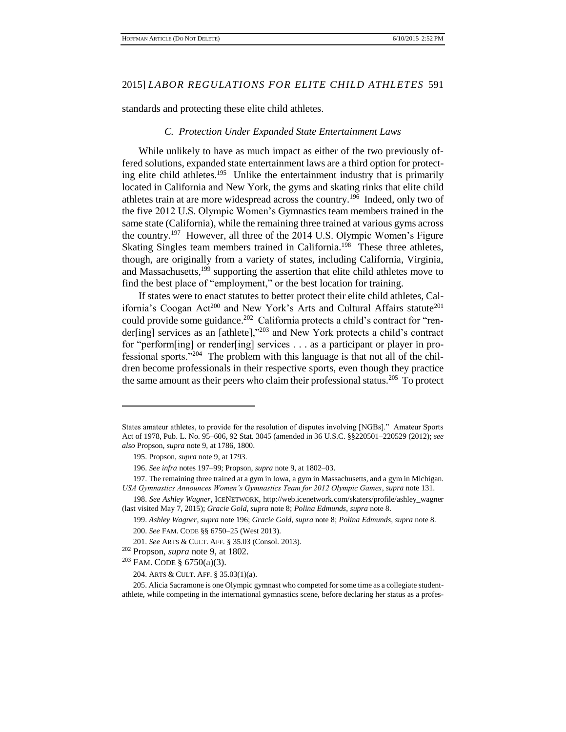standards and protecting these elite child athletes.

### *C. Protection Under Expanded State Entertainment Laws*

While unlikely to have as much impact as either of the two previously offered solutions, expanded state entertainment laws are a third option for protecting elite child athletes.[195] Unlike the entertainment industry that is primarily located in California and New York, the gyms and skating rinks that elite child athletes train at are more widespread across the country.[196] Indeed, only two of the five 2012 U.S. Olympic Women's Gymnastics team members trained in the same state (California), while the remaining three trained at various gyms across the country.[197] However, all three of the 2014 U.S. Olympic Women's Figure Skating Singles team members trained in California.[198] These three athletes, though, are originally from a variety of states, including California, Virginia, and Massachusetts,[199] supporting the assertion that elite child athletes move to find the best place of "employment," or the best location for training.

If states were to enact statutes to better protect their elite child athletes, California's Coogan Act[200] and New York's Arts and Cultural Affairs statute[201] could provide some guidance.[202] California protects a child's contract for "render[ing] services as an [athlete],"[203] and New York protects a child's contract for "perform[ing] or render[ing] services . . . as a participant or player in professional sports."[204] The problem with this language is that not all of the children become professionals in their respective sports, even though they practice the same amount as their peers who claim their professional status.[205] To protect

---

States amateur athletes, to provide for the resolution of disputes involving [NGBs]." Amateur Sports Act of 1978, Pub. L. No. 95–606, 92 Stat. 3045 (amended in 36 U.S.C. §§220501–220529 (2012); *see also* Propson, *supra* note 9, at 1786, 1800.

195. Propson, *supra* note 9, at 1793.

196. *See infra* notes 197–99; Propson, *supra* note 9, at 1802–03.

197. The remaining three trained at a gym in Iowa, a gym in Massachusetts, and a gym in Michigan. *USA Gymnastics Announces Women's Gymnastics Team for 2012 Olympic Games*, *supra* note 131.

198. *See Ashley Wagner*, ICENETWORK, http://web.icenetwork.com/skaters/profile/ashley_wagner (last visited May 7, 2015); *Gracie Gold*, *supra* note 8; *Polina Edmunds*, *supra* note 8.

199. *Ashley Wagner*, *supra* note 196; *Gracie Gold*, *supra* note 8; *Polina Edmunds*, *supra* note 8.

200. *See* FAM. CODE §§ 6750–25 (West 2013).

201. *See* ARTS & CULT. AFF. § 35.03 (Consol. 2013).

202 Propson, *supra* note 9, at 1802.

203 FAM. CODE § 6750(a)(3).

204. ARTS & CULT. AFF. § 35.03(1)(a).

205. Alicia Sacramone is one Olympic gymnast who competed for some time as a collegiate student-athlete, while competing in the international gymnastics scene, before declaring her status as a profes-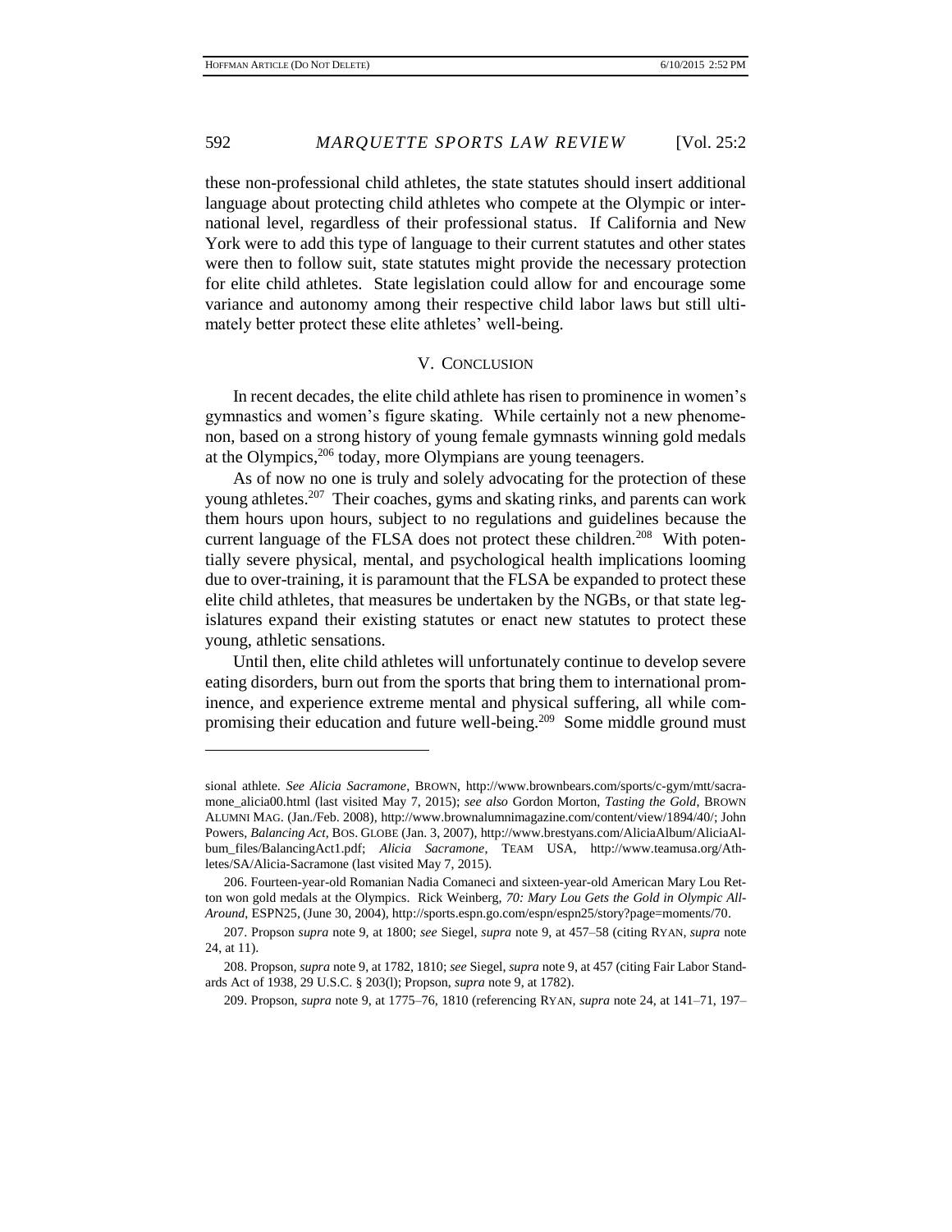these non-professional child athletes, the state statutes should insert additional language about protecting child athletes who compete at the Olympic or international level, regardless of their professional status. If California and New York were to add this type of language to their current statutes and other states were then to follow suit, state statutes might provide the necessary protection for elite child athletes. State legislation could allow for and encourage some variance and autonomy among their respective child labor laws but still ultimately better protect these elite athletes' well-being.

## V. CONCLUSION

In recent decades, the elite child athlete has risen to prominence in women's gymnastics and women's figure skating. While certainly not a new phenomenon, based on a strong history of young female gymnasts winning gold medals at the Olympics,[206] today, more Olympians are young teenagers.

As of now no one is truly and solely advocating for the protection of these young athletes.[207] Their coaches, gyms and skating rinks, and parents can work them hours upon hours, subject to no regulations and guidelines because the current language of the FLSA does not protect these children.[208] With potentially severe physical, mental, and psychological health implications looming due to over-training, it is paramount that the FLSA be expanded to protect these elite child athletes, that measures be undertaken by the NGBs, or that state legislatures expand their existing statutes or enact new statutes to protect these young, athletic sensations.

Until then, elite child athletes will unfortunately continue to develop severe eating disorders, burn out from the sports that bring them to international prominence, and experience extreme mental and physical suffering, all while compromising their education and future well-being.[209] Some middle ground must

---

sional athlete. *See Alicia Sacramone*, BROWN, http://www.brownbears.com/sports/c-gym/mtt/sacramone_alicia00.html (last visited May 7, 2015); *see also* Gordon Morton, *Tasting the Gold*, BROWN ALUMNI MAG. (Jan./Feb. 2008), http://www.brownalumnimagazine.com/content/view/1894/40/; John Powers, *Balancing Act*, BOS. GLOBE (Jan. 3, 2007), http://www.brestyans.com/AliciaAlbum/AliciaAlbum_files/BalancingAct1.pdf; *Alicia Sacramone*, TEAM USA, http://www.teamusa.org/Athletes/SA/Alicia-Sacramone (last visited May 7, 2015).

206. Fourteen-year-old Romanian Nadia Comaneci and sixteen-year-old American Mary Lou Retton won gold medals at the Olympics. Rick Weinberg, *70: Mary Lou Gets the Gold in Olympic All-Around*, ESPN25, (June 30, 2004), http://sports.espn.go.com/espn/espn25/story?page=moments/70.

207. Propson *supra* note 9, at 1800; *see* Siegel, *supra* note 9, at 457–58 (citing RYAN, *supra* note 24, at 11).

208. Propson, *supra* note 9, at 1782, 1810; *see* Siegel, *supra* note 9, at 457 (citing Fair Labor Standards Act of 1938, 29 U.S.C. § 203(l); Propson, *supra* note 9, at 1782).

209. Propson, *supra* note 9, at 1775–76, 1810 (referencing RYAN, *supra* note 24, at 141–71, 197–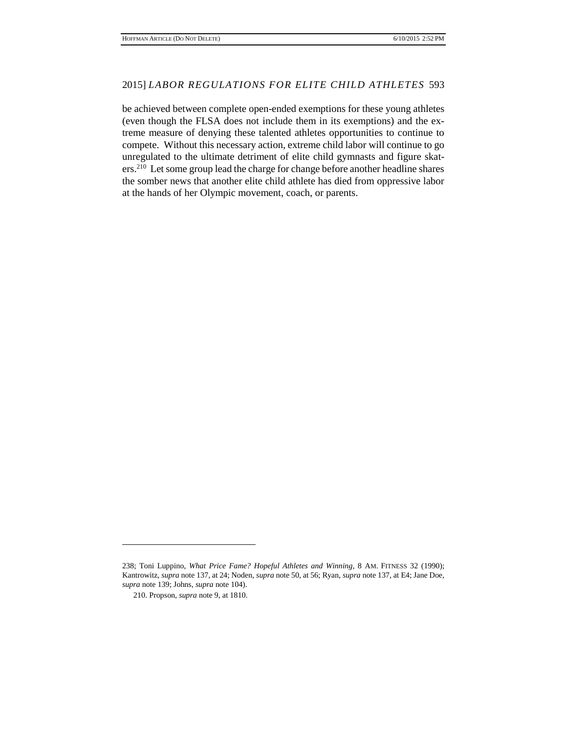be achieved between complete open-ended exemptions for these young athletes (even though the FLSA does not include them in its exemptions) and the extreme measure of denying these talented athletes opportunities to continue to compete. Without this necessary action, extreme child labor will continue to go unregulated to the ultimate detriment of elite child gymnasts and figure skaters.[210] Let some group lead the charge for change before another headline shares the somber news that another elite child athlete has died from oppressive labor at the hands of her Olympic movement, coach, or parents.

---

238; Toni Luppino, *What Price Fame? Hopeful Athletes and Winning*, 8 AM. FITNESS 32 (1990); Kantrowitz, *supra* note 137, at 24; Noden, *supra* note 50, at 56; Ryan, *supra* note 137, at E4; Jane Doe, *supra* note 139; Johns, *supra* note 104).

210. Propson, *supra* note 9, at 1810.